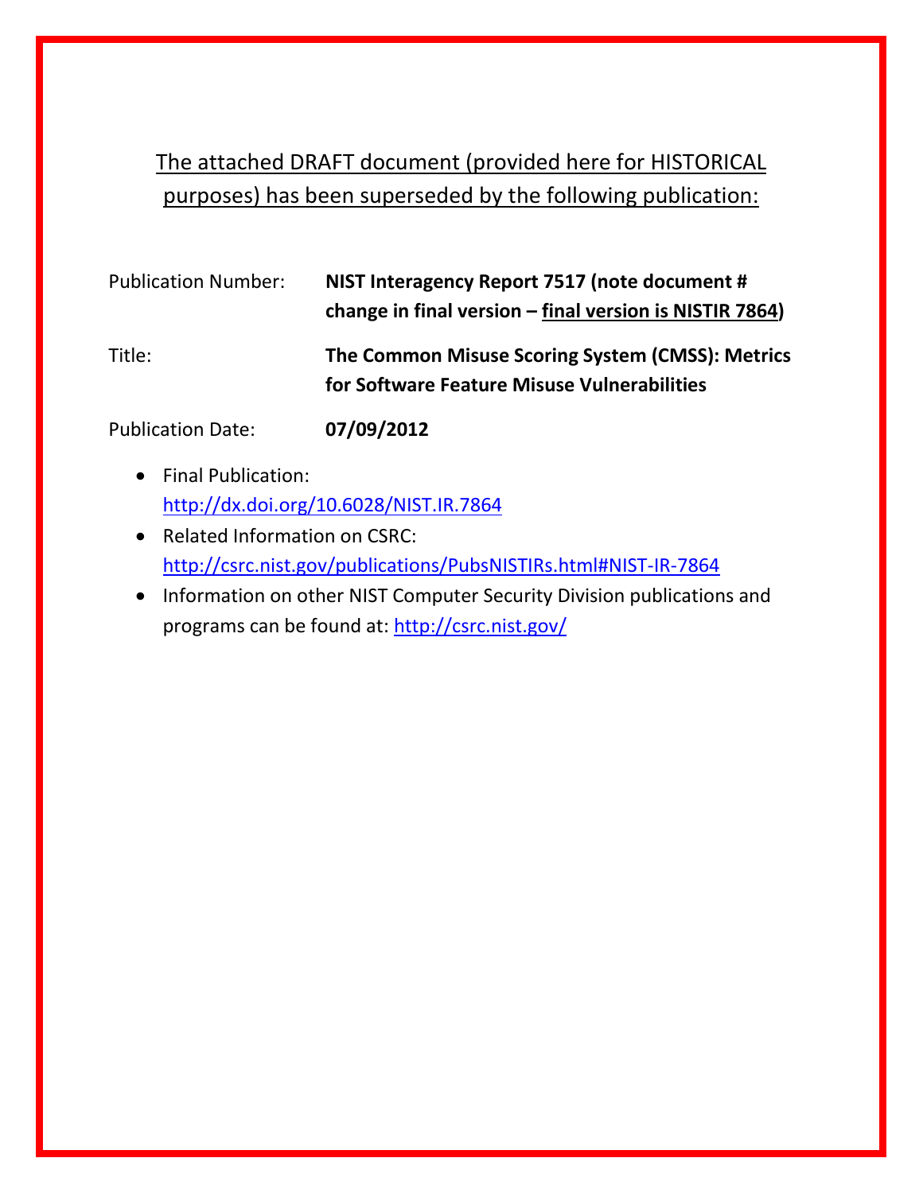The attached DRAFT document (provided here for HISTORICAL purposes) has been superseded by the following publication:

| | |
|---|---|
| Publication Number: | **NIST Interagency Report 7517 (note document # change in final version – final version is NISTIR 7864)** |
| Title: | **The Common Misuse Scoring System (CMSS): Metrics for Software Feature Misuse Vulnerabilities** |
| Publication Date: | **07/09/2012** |

- Final Publication: http://dx.doi.org/10.6028/NIST.IR.7864
- Related Information on CSRC: http://csrc.nist.gov/publications/PubsNISTIRs.html#NIST-IR-7864
- Information on other NIST Computer Security Division publications and programs can be found at: http://csrc.nist.gov/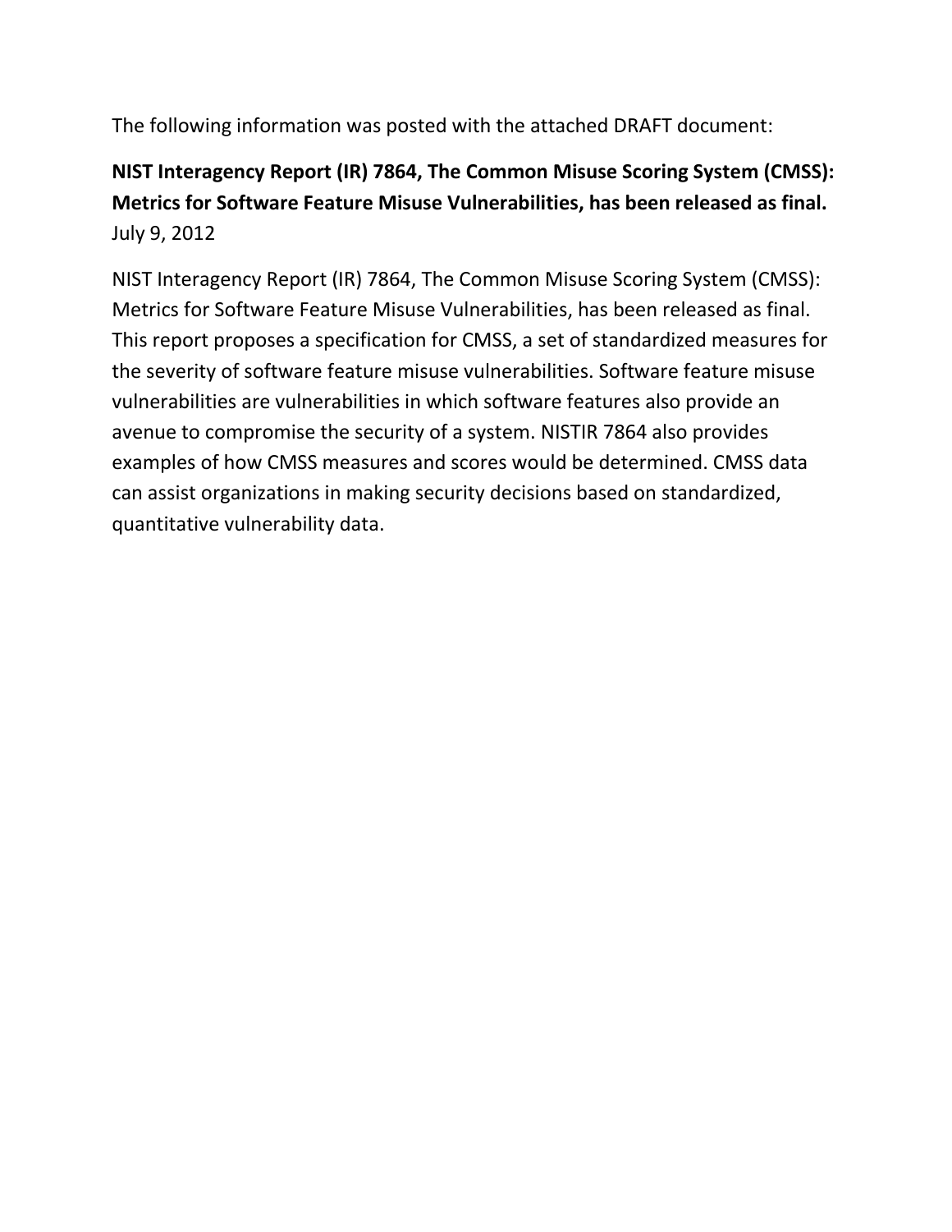The following information was posted with the attached DRAFT document:

**NIST Interagency Report (IR) 7864, The Common Misuse Scoring System (CMSS): Metrics for Software Feature Misuse Vulnerabilities, has been released as final.**
July 9, 2012

NIST Interagency Report (IR) 7864, The Common Misuse Scoring System (CMSS): Metrics for Software Feature Misuse Vulnerabilities, has been released as final. This report proposes a specification for CMSS, a set of standardized measures for the severity of software feature misuse vulnerabilities. Software feature misuse vulnerabilities are vulnerabilities in which software features also provide an avenue to compromise the security of a system. NISTIR 7864 also provides examples of how CMSS measures and scores would be determined. CMSS data can assist organizations in making security decisions based on standardized, quantitative vulnerability data.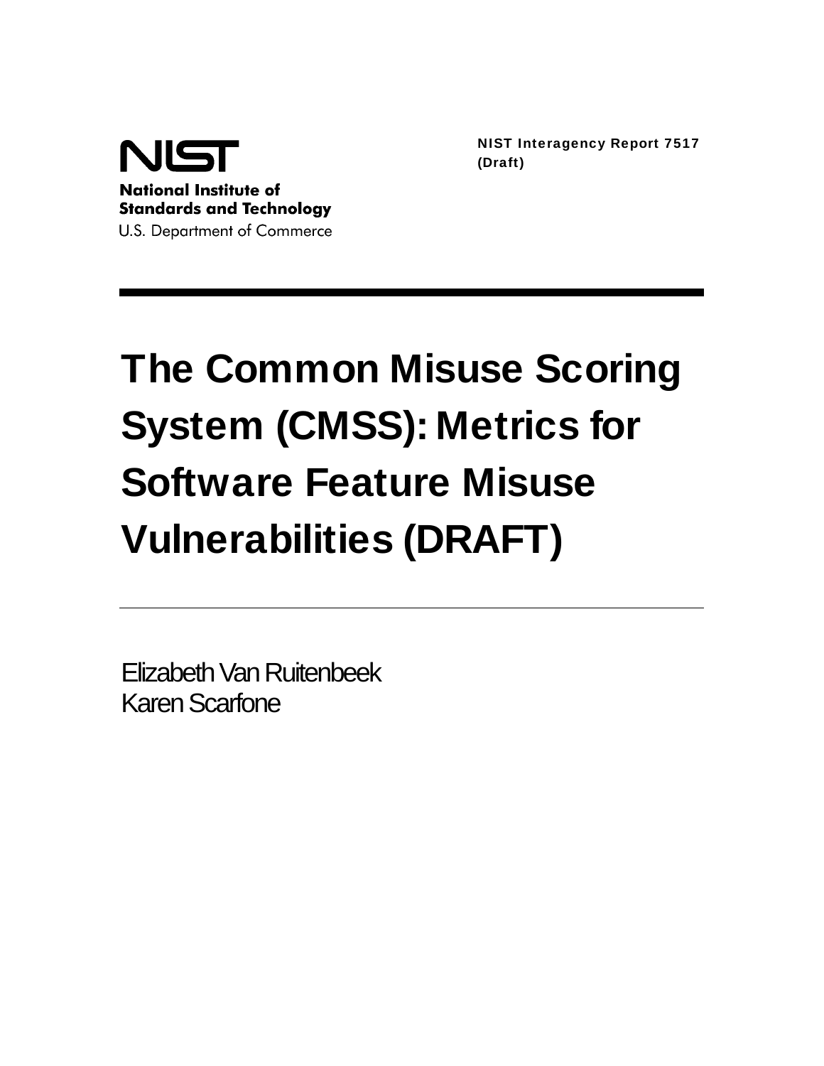**NIST**

**National Institute of Standards and Technology**

U.S. Department of Commerce

**NIST Interagency Report 7517 (Draft)**

# The Common Misuse Scoring System (CMSS): Metrics for Software Feature Misuse Vulnerabilities (DRAFT)

Elizabeth Van Ruitenbeek
Karen Scarfone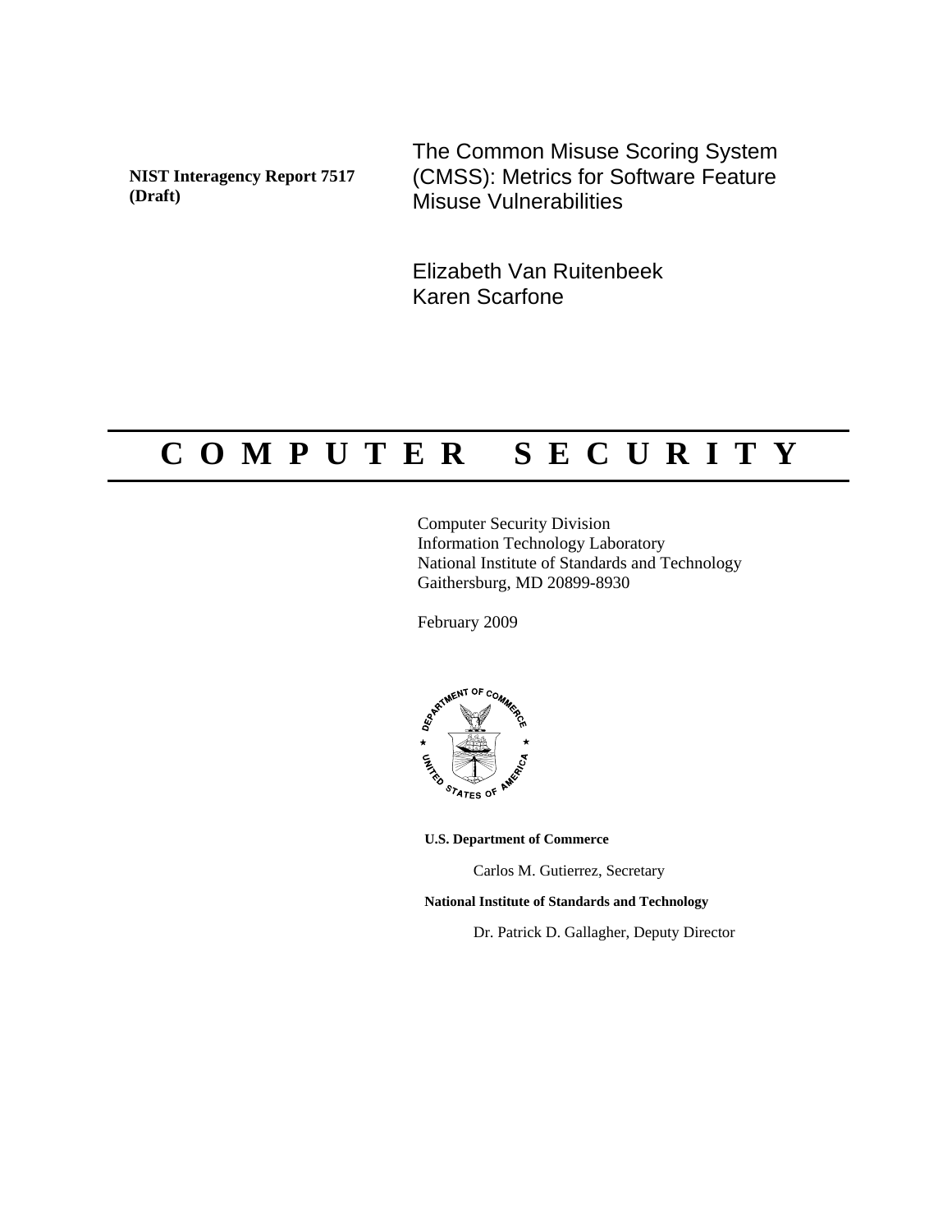**NIST Interagency Report 7517 (Draft)**

# The Common Misuse Scoring System (CMSS): Metrics for Software Feature Misuse Vulnerabilities

Elizabeth Van Ruitenbeek
Karen Scarfone

# C O M P U T E R   S E C U R I T Y

Computer Security Division
Information Technology Laboratory
National Institute of Standards and Technology
Gaithersburg, MD 20899-8930

February 2009

**U.S. Department of Commerce**

Carlos M. Gutierrez, Secretary

**National Institute of Standards and Technology**

Dr. Patrick D. Gallagher, Deputy Director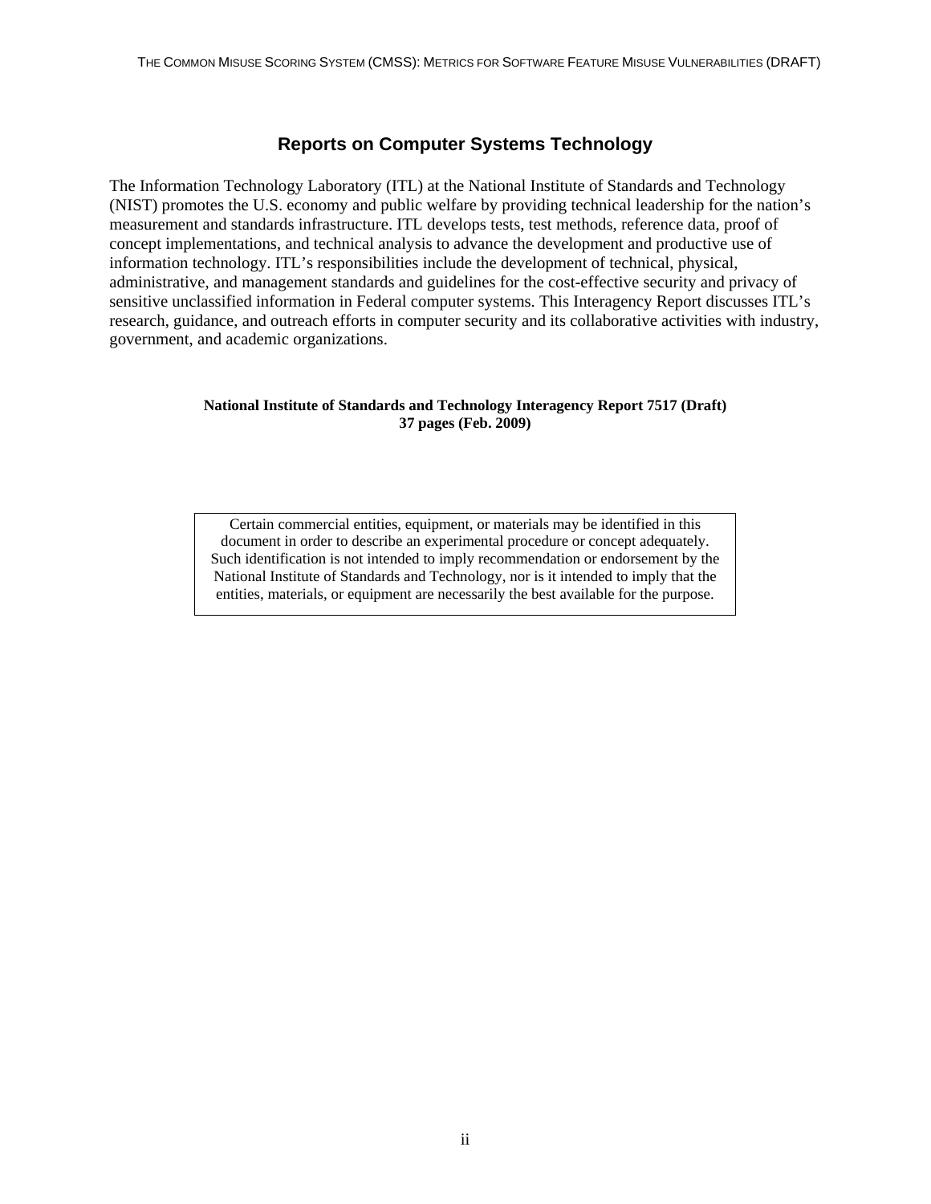## Reports on Computer Systems Technology

The Information Technology Laboratory (ITL) at the National Institute of Standards and Technology (NIST) promotes the U.S. economy and public welfare by providing technical leadership for the nation's measurement and standards infrastructure. ITL develops tests, test methods, reference data, proof of concept implementations, and technical analysis to advance the development and productive use of information technology. ITL's responsibilities include the development of technical, physical, administrative, and management standards and guidelines for the cost-effective security and privacy of sensitive unclassified information in Federal computer systems. This Interagency Report discusses ITL's research, guidance, and outreach efforts in computer security and its collaborative activities with industry, government, and academic organizations.

**National Institute of Standards and Technology Interagency Report 7517 (Draft)**
**37 pages (Feb. 2009)**

Certain commercial entities, equipment, or materials may be identified in this document in order to describe an experimental procedure or concept adequately. Such identification is not intended to imply recommendation or endorsement by the National Institute of Standards and Technology, nor is it intended to imply that the entities, materials, or equipment are necessarily the best available for the purpose.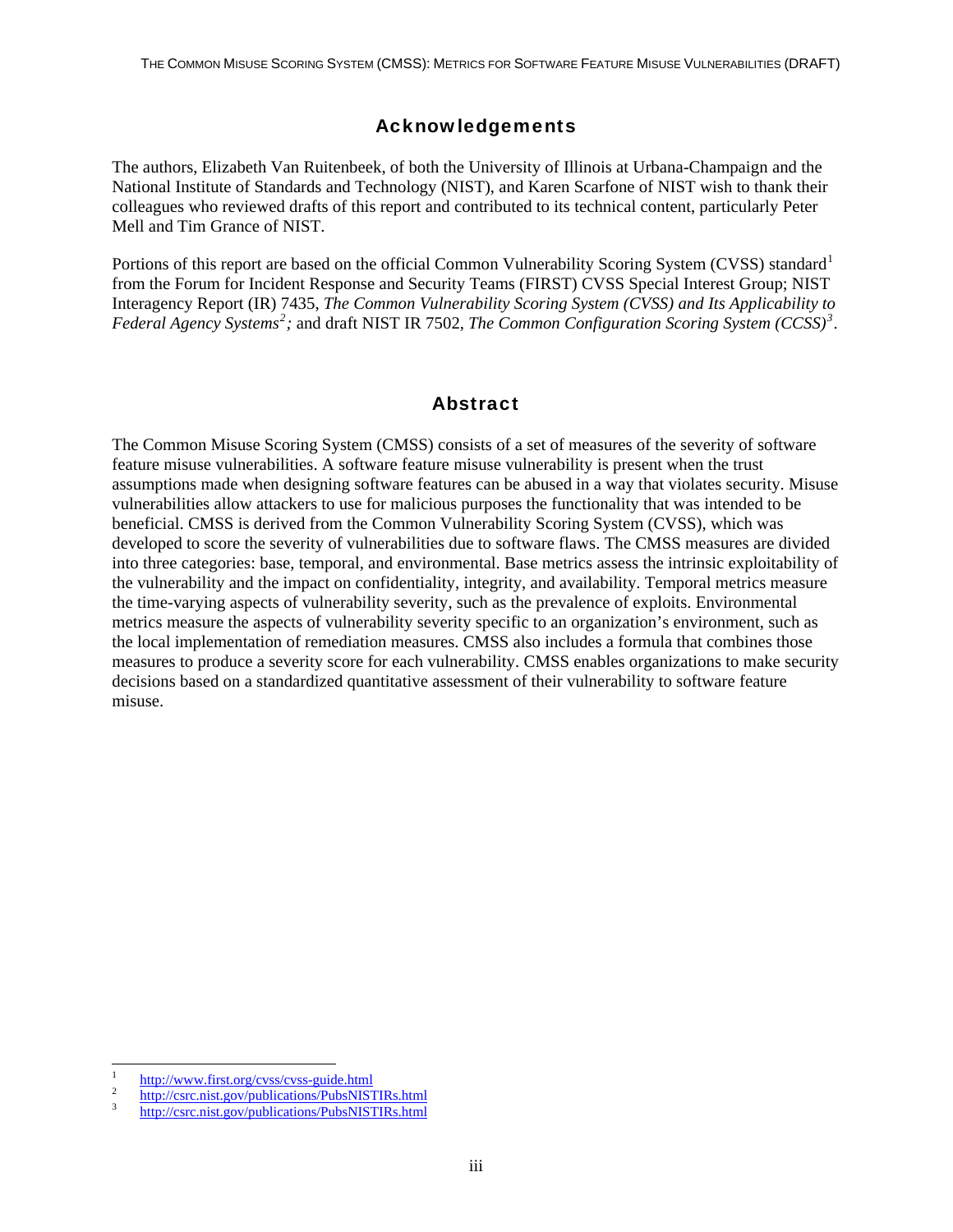## Acknowledgements

The authors, Elizabeth Van Ruitenbeek, of both the University of Illinois at Urbana-Champaign and the National Institute of Standards and Technology (NIST), and Karen Scarfone of NIST wish to thank their colleagues who reviewed drafts of this report and contributed to its technical content, particularly Peter Mell and Tim Grance of NIST.

Portions of this report are based on the official Common Vulnerability Scoring System (CVSS) standard[1] from the Forum for Incident Response and Security Teams (FIRST) CVSS Special Interest Group; NIST Interagency Report (IR) 7435, *The Common Vulnerability Scoring System (CVSS) and Its Applicability to Federal Agency Systems*[2]*;* and draft NIST IR 7502, *The Common Configuration Scoring System (CCSS)*[3].

## Abstract

The Common Misuse Scoring System (CMSS) consists of a set of measures of the severity of software feature misuse vulnerabilities. A software feature misuse vulnerability is present when the trust assumptions made when designing software features can be abused in a way that violates security. Misuse vulnerabilities allow attackers to use for malicious purposes the functionality that was intended to be beneficial. CMSS is derived from the Common Vulnerability Scoring System (CVSS), which was developed to score the severity of vulnerabilities due to software flaws. The CMSS measures are divided into three categories: base, temporal, and environmental. Base metrics assess the intrinsic exploitability of the vulnerability and the impact on confidentiality, integrity, and availability. Temporal metrics measure the time-varying aspects of vulnerability severity, such as the prevalence of exploits. Environmental metrics measure the aspects of vulnerability severity specific to an organization's environment, such as the local implementation of remediation measures. CMSS also includes a formula that combines those measures to produce a severity score for each vulnerability. CMSS enables organizations to make security decisions based on a standardized quantitative assessment of their vulnerability to software feature misuse.

---

[1] http://www.first.org/cvss/cvss-guide.html

[2] http://csrc.nist.gov/publications/PubsNISTIRs.html

[3] http://csrc.nist.gov/publications/PubsNISTIRs.html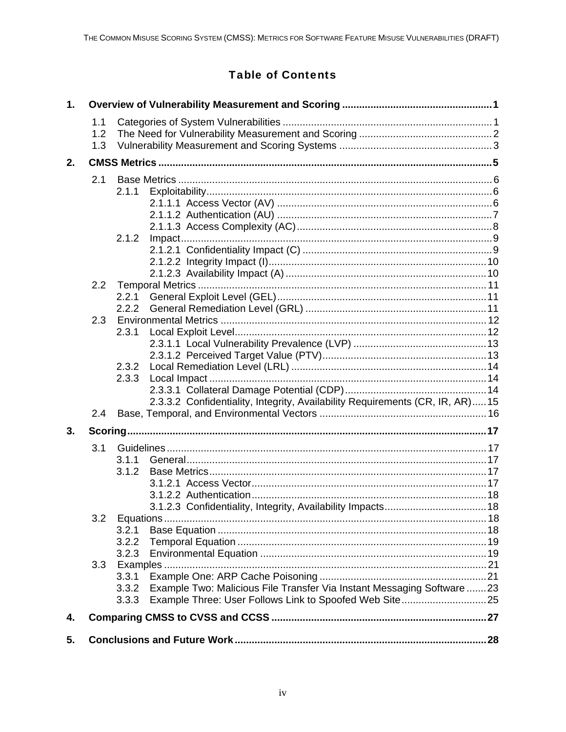# Table of Contents

**1. Overview of Vulnerability Measurement and Scoring ..................................................... 1**

- 1.1 Categories of System Vulnerabilities ......................................................................... 1
- 1.2 The Need for Vulnerability Measurement and Scoring ............................................... 2
- 1.3 Vulnerability Measurement and Scoring Systems ...................................................... 3

**2. CMSS Metrics ..................................................................................................................... 5**

- 2.1 Base Metrics .............................................................................................................. 6
  - 2.1.1 Exploitability ........................................................................................................ 6
    - 2.1.1.1 Access Vector (AV) ........................................................................... 6
    - 2.1.1.2 Authentication (AU) ........................................................................... 7
    - 2.1.1.3 Access Complexity (AC) .................................................................... 8
  - 2.1.2 Impact ................................................................................................................. 9
    - 2.1.2.1 Confidentiality Impact (C) .................................................................. 9
    - 2.1.2.2 Integrity Impact (I) ............................................................................ 10
    - 2.1.2.3 Availability Impact (A) ...................................................................... 10
- 2.2 Temporal Metrics ..................................................................................................... 11
  - 2.2.1 General Exploit Level (GEL) .............................................................................. 11
  - 2.2.2 General Remediation Level (GRL) .................................................................... 11
- 2.3 Environmental Metrics ............................................................................................. 12
  - 2.3.1 Local Exploit Level ............................................................................................ 12
    - 2.3.1.1 Local Vulnerability Prevalence (LVP) .............................................. 13
    - 2.3.1.2 Perceived Target Value (PTV) ......................................................... 13
  - 2.3.2 Local Remediation Level (LRL) ........................................................................ 14
  - 2.3.3 Local Impact ...................................................................................................... 14
    - 2.3.3.1 Collateral Damage Potential (CDP) ................................................. 14
    - 2.3.3.2 Confidentiality, Integrity, Availability Requirements (CR, IR, AR) ..... 15
- 2.4 Base, Temporal, and Environmental Vectors ........................................................... 16

**3. Scoring ............................................................................................................................. 17**

- 3.1 Guidelines ................................................................................................................ 17
  - 3.1.1 General .............................................................................................................. 17
  - 3.1.2 Base Metrics ...................................................................................................... 17
    - 3.1.2.1 Access Vector .................................................................................. 17
    - 3.1.2.2 Authentication .................................................................................. 18
    - 3.1.2.3 Confidentiality, Integrity, Availability Impacts ................................... 18
- 3.2 Equations ................................................................................................................. 18
  - 3.2.1 Base Equation .................................................................................................... 18
  - 3.2.2 Temporal Equation ............................................................................................ 19
  - 3.2.3 Environmental Equation .................................................................................... 19
- 3.3 Examples ................................................................................................................. 21
  - 3.3.1 Example One: ARP Cache Poisoning ................................................................ 21
  - 3.3.2 Example Two: Malicious File Transfer Via Instant Messaging Software ....... 23
  - 3.3.3 Example Three: User Follows Link to Spoofed Web Site .............................. 25

**4. Comparing CMSS to CVSS and CCSS ............................................................................ 27**

**5. Conclusions and Future Work ......................................................................................... 28**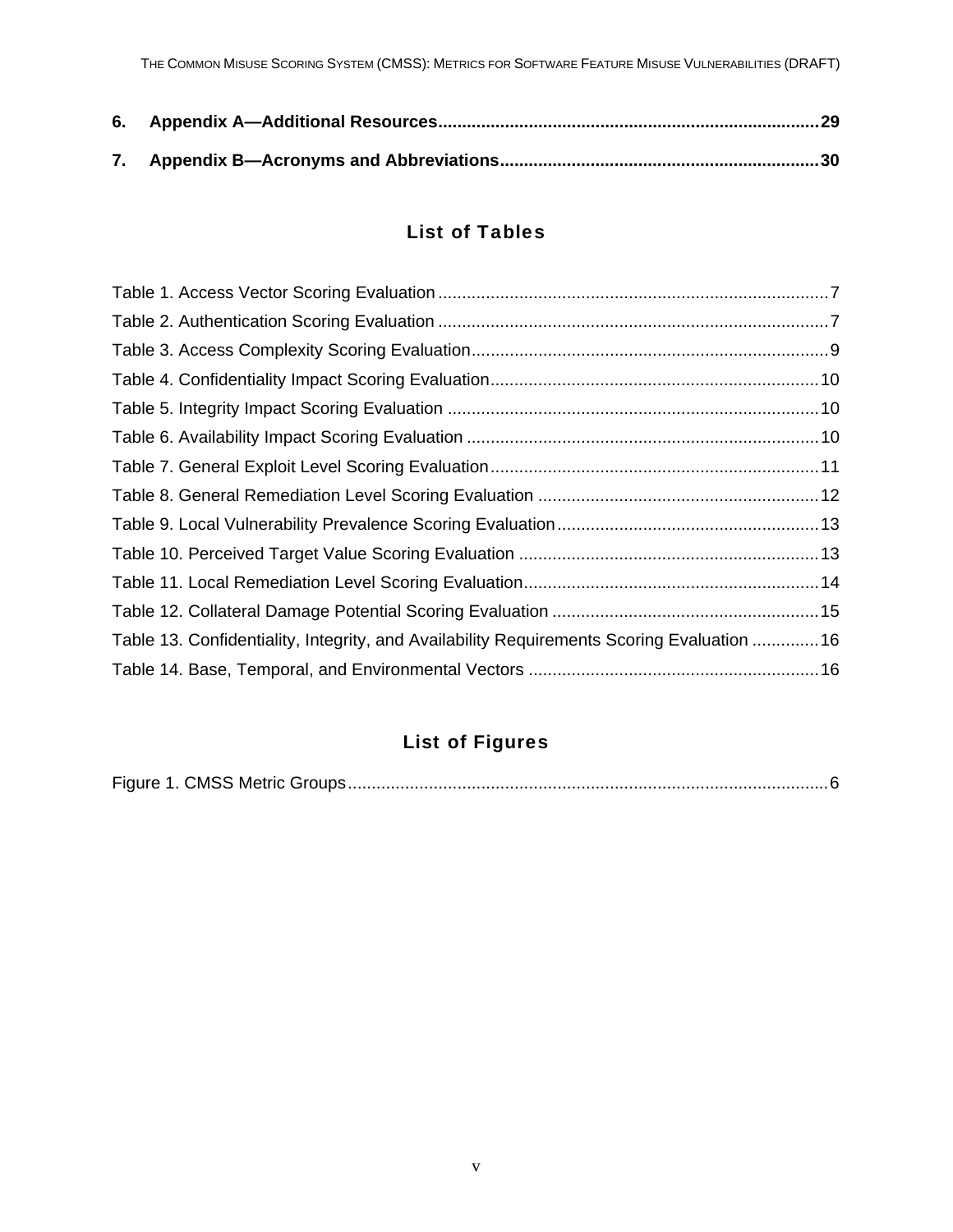**6. Appendix A—Additional Resources ............................................................................... 29**

**7. Appendix B—Acronyms and Abbreviations ................................................................. 30**

## List of Tables

Table 1. Access Vector Scoring Evaluation ................................................................................. 7

Table 2. Authentication Scoring Evaluation ................................................................................. 7

Table 3. Access Complexity Scoring Evaluation ........................................................................... 9

Table 4. Confidentiality Impact Scoring Evaluation .................................................................... 10

Table 5. Integrity Impact Scoring Evaluation ............................................................................. 10

Table 6. Availability Impact Scoring Evaluation ......................................................................... 10

Table 7. General Exploit Level Scoring Evaluation ..................................................................... 11

Table 8. General Remediation Level Scoring Evaluation ........................................................... 12

Table 9. Local Vulnerability Prevalence Scoring Evaluation ....................................................... 13

Table 10. Perceived Target Value Scoring Evaluation ............................................................... 13

Table 11. Local Remediation Level Scoring Evaluation .............................................................. 14

Table 12. Collateral Damage Potential Scoring Evaluation ........................................................ 15

Table 13. Confidentiality, Integrity, and Availability Requirements Scoring Evaluation .............. 16

Table 14. Base, Temporal, and Environmental Vectors ............................................................. 16

## List of Figures

Figure 1. CMSS Metric Groups .................................................................................................... 6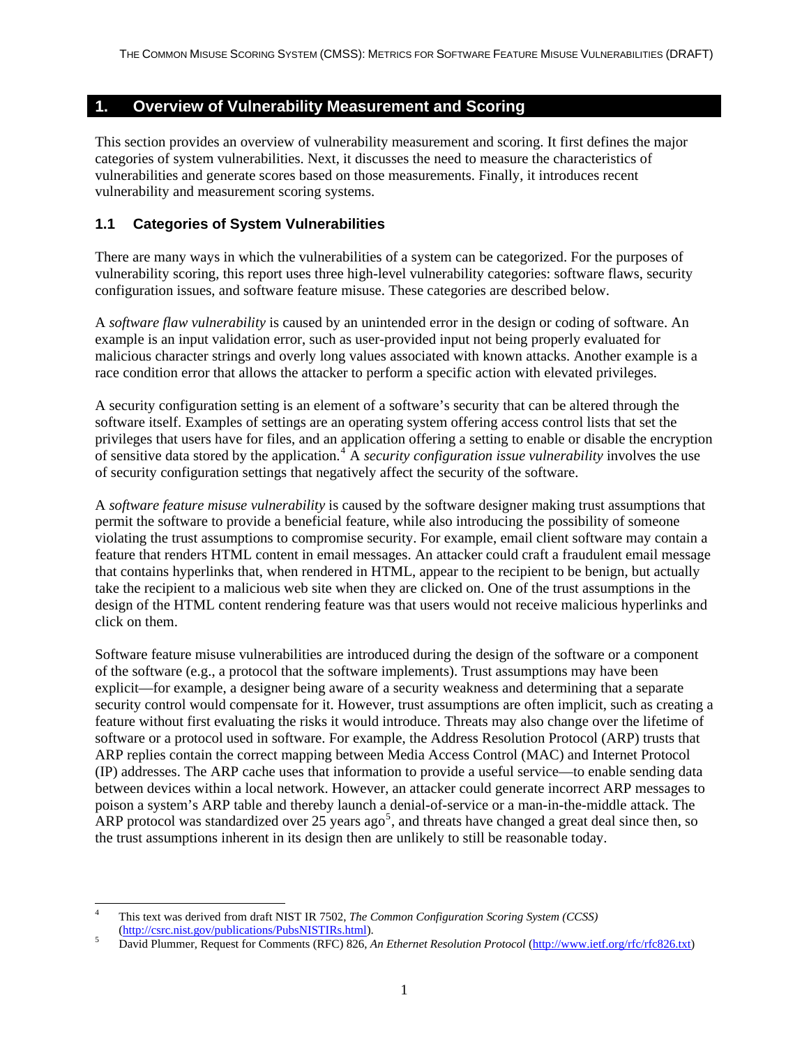# 1. Overview of Vulnerability Measurement and Scoring

This section provides an overview of vulnerability measurement and scoring. It first defines the major categories of system vulnerabilities. Next, it discusses the need to measure the characteristics of vulnerabilities and generate scores based on those measurements. Finally, it introduces recent vulnerability and measurement scoring systems.

## 1.1 Categories of System Vulnerabilities

There are many ways in which the vulnerabilities of a system can be categorized. For the purposes of vulnerability scoring, this report uses three high-level vulnerability categories: software flaws, security configuration issues, and software feature misuse. These categories are described below.

A *software flaw vulnerability* is caused by an unintended error in the design or coding of software. An example is an input validation error, such as user-provided input not being properly evaluated for malicious character strings and overly long values associated with known attacks. Another example is a race condition error that allows the attacker to perform a specific action with elevated privileges.

A security configuration setting is an element of a software's security that can be altered through the software itself. Examples of settings are an operating system offering access control lists that set the privileges that users have for files, and an application offering a setting to enable or disable the encryption of sensitive data stored by the application.[4] A *security configuration issue vulnerability* involves the use of security configuration settings that negatively affect the security of the software.

A *software feature misuse vulnerability* is caused by the software designer making trust assumptions that permit the software to provide a beneficial feature, while also introducing the possibility of someone violating the trust assumptions to compromise security. For example, email client software may contain a feature that renders HTML content in email messages. An attacker could craft a fraudulent email message that contains hyperlinks that, when rendered in HTML, appear to the recipient to be benign, but actually take the recipient to a malicious web site when they are clicked on. One of the trust assumptions in the design of the HTML content rendering feature was that users would not receive malicious hyperlinks and click on them.

Software feature misuse vulnerabilities are introduced during the design of the software or a component of the software (e.g., a protocol that the software implements). Trust assumptions may have been explicit—for example, a designer being aware of a security weakness and determining that a separate security control would compensate for it. However, trust assumptions are often implicit, such as creating a feature without first evaluating the risks it would introduce. Threats may also change over the lifetime of software or a protocol used in software. For example, the Address Resolution Protocol (ARP) trusts that ARP replies contain the correct mapping between Media Access Control (MAC) and Internet Protocol (IP) addresses. The ARP cache uses that information to provide a useful service—to enable sending data between devices within a local network. However, an attacker could generate incorrect ARP messages to poison a system's ARP table and thereby launch a denial-of-service or a man-in-the-middle attack. The ARP protocol was standardized over 25 years ago[5], and threats have changed a great deal since then, so the trust assumptions inherent in its design then are unlikely to still be reasonable today.

---

[4] This text was derived from draft NIST IR 7502, *The Common Configuration Scoring System (CCSS)* (http://csrc.nist.gov/publications/PubsNISTIRs.html).

[5] David Plummer, Request for Comments (RFC) 826, *An Ethernet Resolution Protocol* (http://www.ietf.org/rfc/rfc826.txt)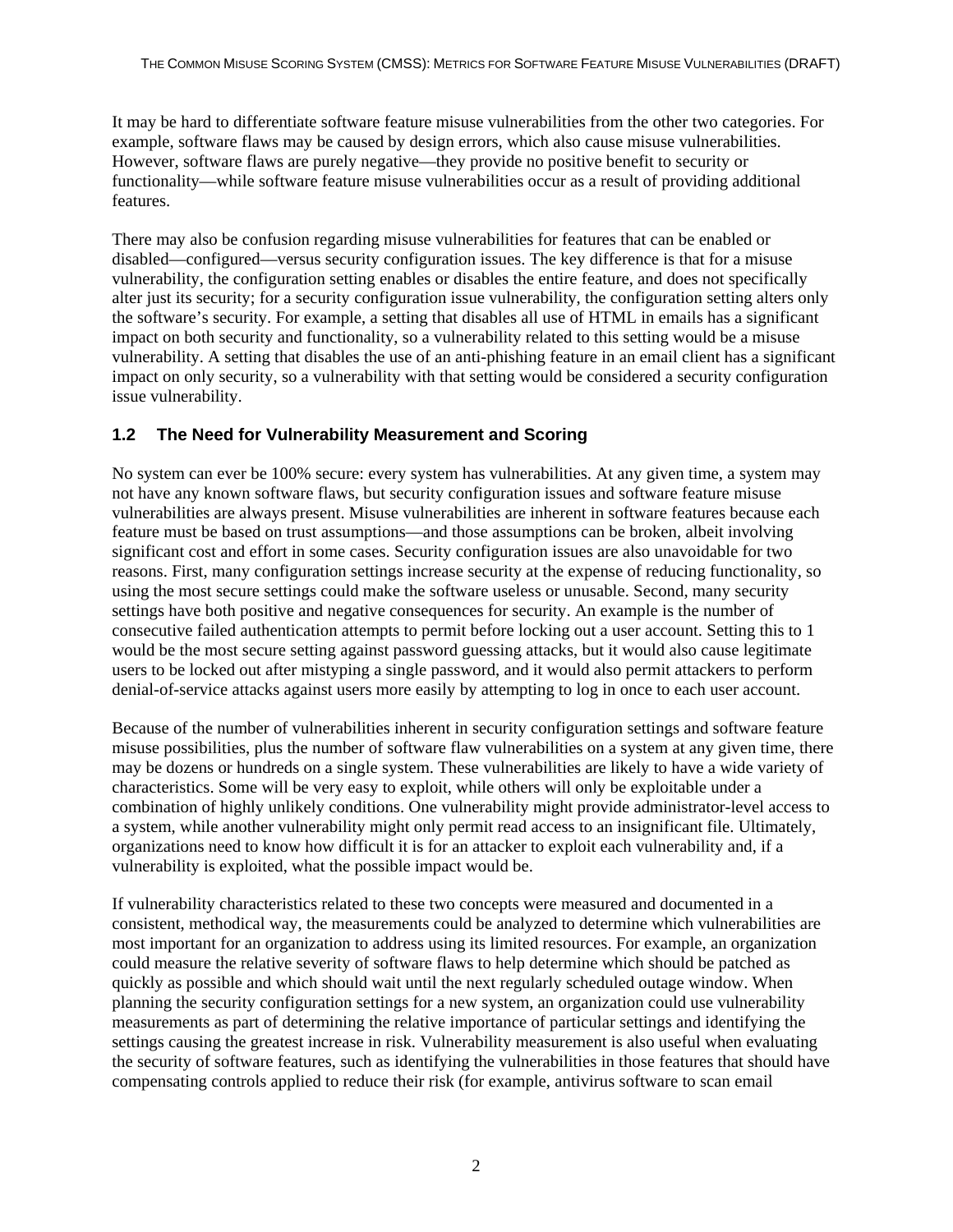It may be hard to differentiate software feature misuse vulnerabilities from the other two categories. For example, software flaws may be caused by design errors, which also cause misuse vulnerabilities. However, software flaws are purely negative—they provide no positive benefit to security or functionality—while software feature misuse vulnerabilities occur as a result of providing additional features.

There may also be confusion regarding misuse vulnerabilities for features that can be enabled or disabled—configured—versus security configuration issues. The key difference is that for a misuse vulnerability, the configuration setting enables or disables the entire feature, and does not specifically alter just its security; for a security configuration issue vulnerability, the configuration setting alters only the software's security. For example, a setting that disables all use of HTML in emails has a significant impact on both security and functionality, so a vulnerability related to this setting would be a misuse vulnerability. A setting that disables the use of an anti-phishing feature in an email client has a significant impact on only security, so a vulnerability with that setting would be considered a security configuration issue vulnerability.

## 1.2 The Need for Vulnerability Measurement and Scoring

No system can ever be 100% secure: every system has vulnerabilities. At any given time, a system may not have any known software flaws, but security configuration issues and software feature misuse vulnerabilities are always present. Misuse vulnerabilities are inherent in software features because each feature must be based on trust assumptions—and those assumptions can be broken, albeit involving significant cost and effort in some cases. Security configuration issues are also unavoidable for two reasons. First, many configuration settings increase security at the expense of reducing functionality, so using the most secure settings could make the software useless or unusable. Second, many security settings have both positive and negative consequences for security. An example is the number of consecutive failed authentication attempts to permit before locking out a user account. Setting this to 1 would be the most secure setting against password guessing attacks, but it would also cause legitimate users to be locked out after mistyping a single password, and it would also permit attackers to perform denial-of-service attacks against users more easily by attempting to log in once to each user account.

Because of the number of vulnerabilities inherent in security configuration settings and software feature misuse possibilities, plus the number of software flaw vulnerabilities on a system at any given time, there may be dozens or hundreds on a single system. These vulnerabilities are likely to have a wide variety of characteristics. Some will be very easy to exploit, while others will only be exploitable under a combination of highly unlikely conditions. One vulnerability might provide administrator-level access to a system, while another vulnerability might only permit read access to an insignificant file. Ultimately, organizations need to know how difficult it is for an attacker to exploit each vulnerability and, if a vulnerability is exploited, what the possible impact would be.

If vulnerability characteristics related to these two concepts were measured and documented in a consistent, methodical way, the measurements could be analyzed to determine which vulnerabilities are most important for an organization to address using its limited resources. For example, an organization could measure the relative severity of software flaws to help determine which should be patched as quickly as possible and which should wait until the next regularly scheduled outage window. When planning the security configuration settings for a new system, an organization could use vulnerability measurements as part of determining the relative importance of particular settings and identifying the settings causing the greatest increase in risk. Vulnerability measurement is also useful when evaluating the security of software features, such as identifying the vulnerabilities in those features that should have compensating controls applied to reduce their risk (for example, antivirus software to scan email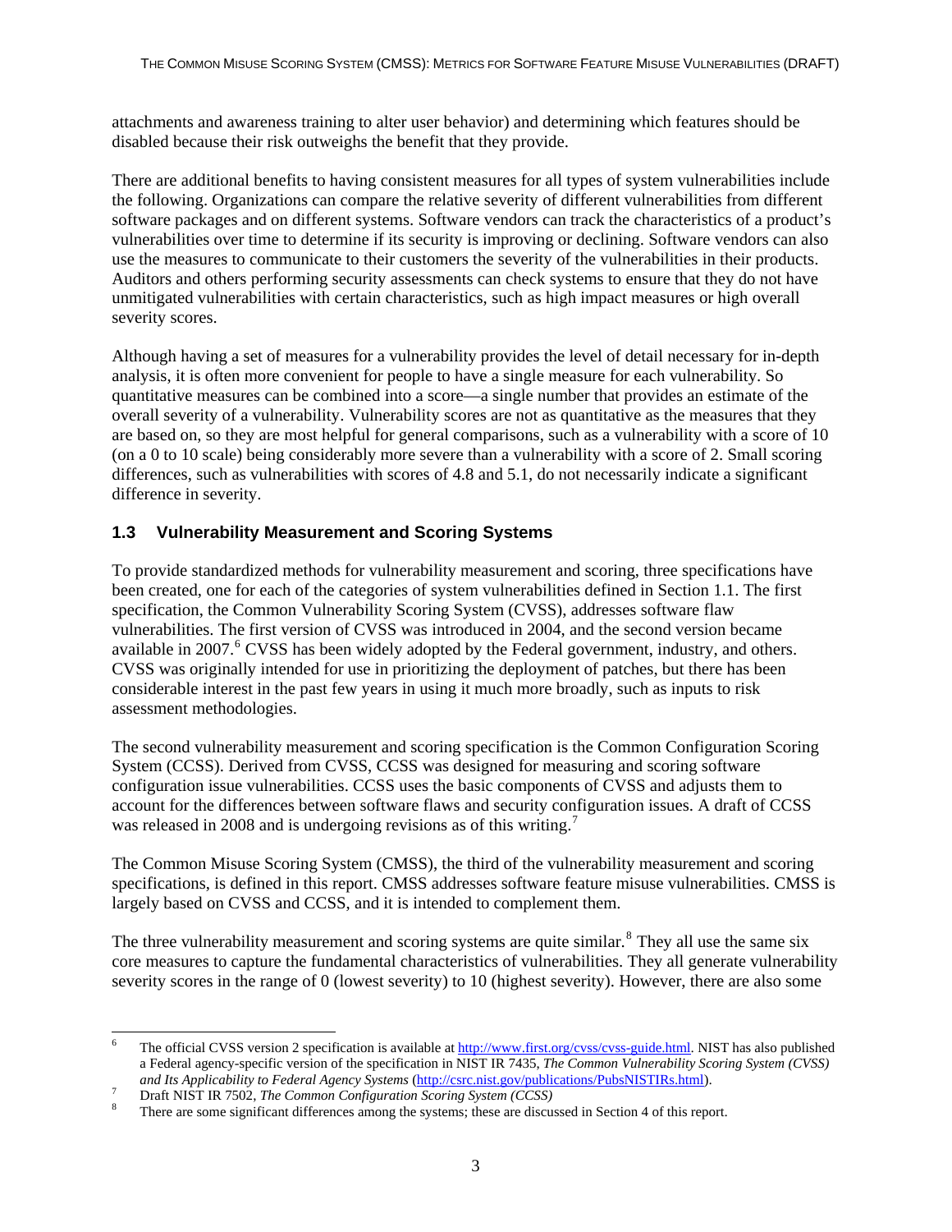attachments and awareness training to alter user behavior) and determining which features should be disabled because their risk outweighs the benefit that they provide.

There are additional benefits to having consistent measures for all types of system vulnerabilities include the following. Organizations can compare the relative severity of different vulnerabilities from different software packages and on different systems. Software vendors can track the characteristics of a product's vulnerabilities over time to determine if its security is improving or declining. Software vendors can also use the measures to communicate to their customers the severity of the vulnerabilities in their products. Auditors and others performing security assessments can check systems to ensure that they do not have unmitigated vulnerabilities with certain characteristics, such as high impact measures or high overall severity scores.

Although having a set of measures for a vulnerability provides the level of detail necessary for in-depth analysis, it is often more convenient for people to have a single measure for each vulnerability. So quantitative measures can be combined into a score—a single number that provides an estimate of the overall severity of a vulnerability. Vulnerability scores are not as quantitative as the measures that they are based on, so they are most helpful for general comparisons, such as a vulnerability with a score of 10 (on a 0 to 10 scale) being considerably more severe than a vulnerability with a score of 2. Small scoring differences, such as vulnerabilities with scores of 4.8 and 5.1, do not necessarily indicate a significant difference in severity.

## 1.3 Vulnerability Measurement and Scoring Systems

To provide standardized methods for vulnerability measurement and scoring, three specifications have been created, one for each of the categories of system vulnerabilities defined in Section 1.1. The first specification, the Common Vulnerability Scoring System (CVSS), addresses software flaw vulnerabilities. The first version of CVSS was introduced in 2004, and the second version became available in 2007.[6] CVSS has been widely adopted by the Federal government, industry, and others. CVSS was originally intended for use in prioritizing the deployment of patches, but there has been considerable interest in the past few years in using it much more broadly, such as inputs to risk assessment methodologies.

The second vulnerability measurement and scoring specification is the Common Configuration Scoring System (CCSS). Derived from CVSS, CCSS was designed for measuring and scoring software configuration issue vulnerabilities. CCSS uses the basic components of CVSS and adjusts them to account for the differences between software flaws and security configuration issues. A draft of CCSS was released in 2008 and is undergoing revisions as of this writing.[7]

The Common Misuse Scoring System (CMSS), the third of the vulnerability measurement and scoring specifications, is defined in this report. CMSS addresses software feature misuse vulnerabilities. CMSS is largely based on CVSS and CCSS, and it is intended to complement them.

The three vulnerability measurement and scoring systems are quite similar.[8] They all use the same six core measures to capture the fundamental characteristics of vulnerabilities. They all generate vulnerability severity scores in the range of 0 (lowest severity) to 10 (highest severity). However, there are also some

---

[6] The official CVSS version 2 specification is available at http://www.first.org/cvss/cvss-guide.html. NIST has also published a Federal agency-specific version of the specification in NIST IR 7435, *The Common Vulnerability Scoring System (CVSS) and Its Applicability to Federal Agency Systems* (http://csrc.nist.gov/publications/PubsNISTIRs.html).

[7] Draft NIST IR 7502, *The Common Configuration Scoring System (CCSS)*

[8] There are some significant differences among the systems; these are discussed in Section 4 of this report.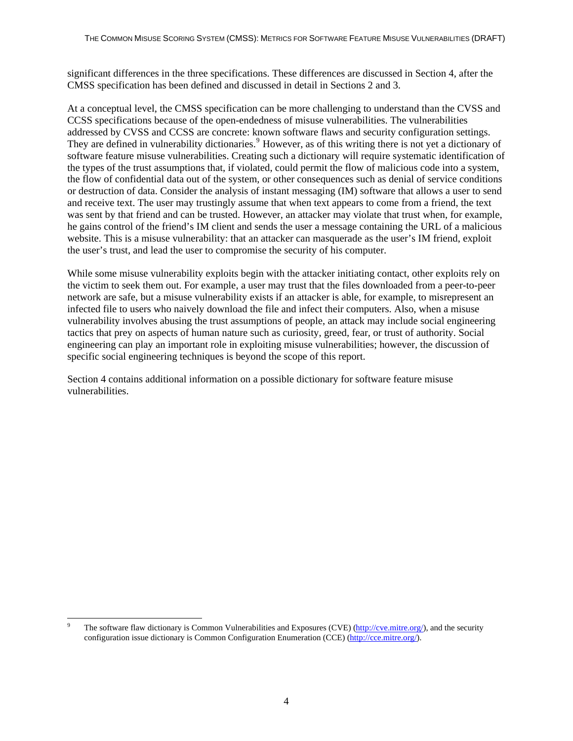significant differences in the three specifications. These differences are discussed in Section 4, after the CMSS specification has been defined and discussed in detail in Sections 2 and 3.

At a conceptual level, the CMSS specification can be more challenging to understand than the CVSS and CCSS specifications because of the open-endedness of misuse vulnerabilities. The vulnerabilities addressed by CVSS and CCSS are concrete: known software flaws and security configuration settings. They are defined in vulnerability dictionaries.[9] However, as of this writing there is not yet a dictionary of software feature misuse vulnerabilities. Creating such a dictionary will require systematic identification of the types of the trust assumptions that, if violated, could permit the flow of malicious code into a system, the flow of confidential data out of the system, or other consequences such as denial of service conditions or destruction of data. Consider the analysis of instant messaging (IM) software that allows a user to send and receive text. The user may trustingly assume that when text appears to come from a friend, the text was sent by that friend and can be trusted. However, an attacker may violate that trust when, for example, he gains control of the friend's IM client and sends the user a message containing the URL of a malicious website. This is a misuse vulnerability: that an attacker can masquerade as the user's IM friend, exploit the user's trust, and lead the user to compromise the security of his computer.

While some misuse vulnerability exploits begin with the attacker initiating contact, other exploits rely on the victim to seek them out. For example, a user may trust that the files downloaded from a peer-to-peer network are safe, but a misuse vulnerability exists if an attacker is able, for example, to misrepresent an infected file to users who naively download the file and infect their computers. Also, when a misuse vulnerability involves abusing the trust assumptions of people, an attack may include social engineering tactics that prey on aspects of human nature such as curiosity, greed, fear, or trust of authority. Social engineering can play an important role in exploiting misuse vulnerabilities; however, the discussion of specific social engineering techniques is beyond the scope of this report.

Section 4 contains additional information on a possible dictionary for software feature misuse vulnerabilities.

---

[9] The software flaw dictionary is Common Vulnerabilities and Exposures (CVE) (http://cve.mitre.org/), and the security configuration issue dictionary is Common Configuration Enumeration (CCE) (http://cce.mitre.org/).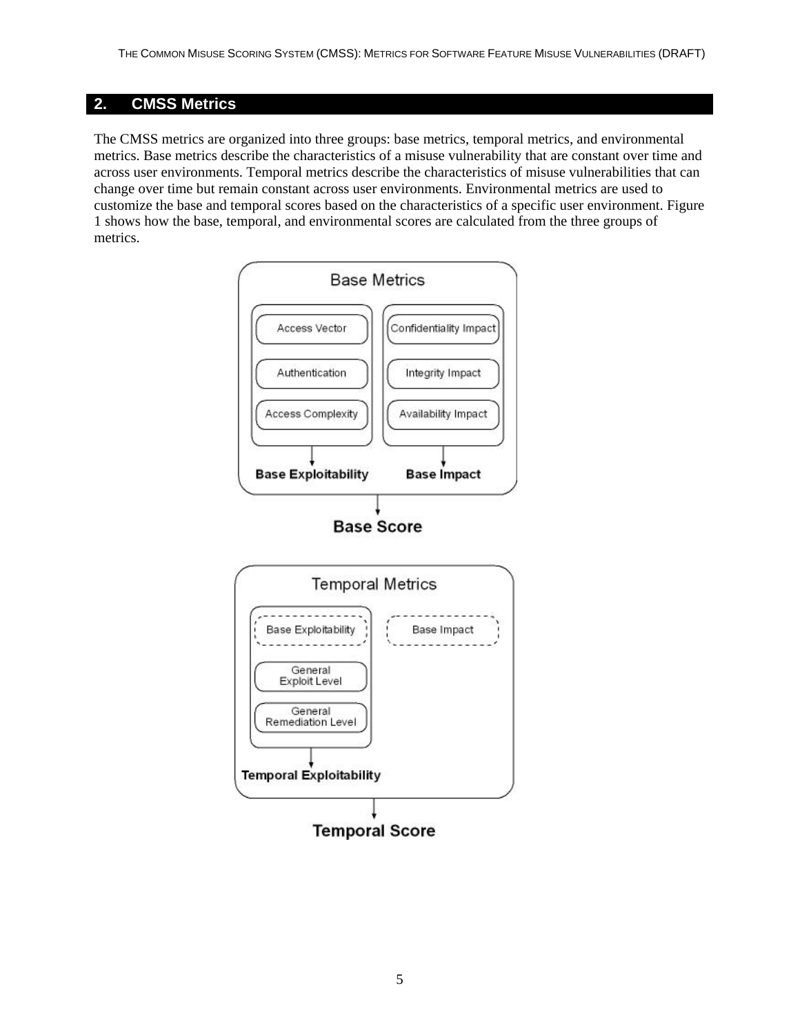## 2. CMSS Metrics

The CMSS metrics are organized into three groups: base metrics, temporal metrics, and environmental metrics. Base metrics describe the characteristics of a misuse vulnerability that are constant over time and across user environments. Temporal metrics describe the characteristics of misuse vulnerabilities that can change over time but remain constant across user environments. Environmental metrics are used to customize the base and temporal scores based on the characteristics of a specific user environment. Figure 1 shows how the base, temporal, and environmental scores are calculated from the three groups of metrics.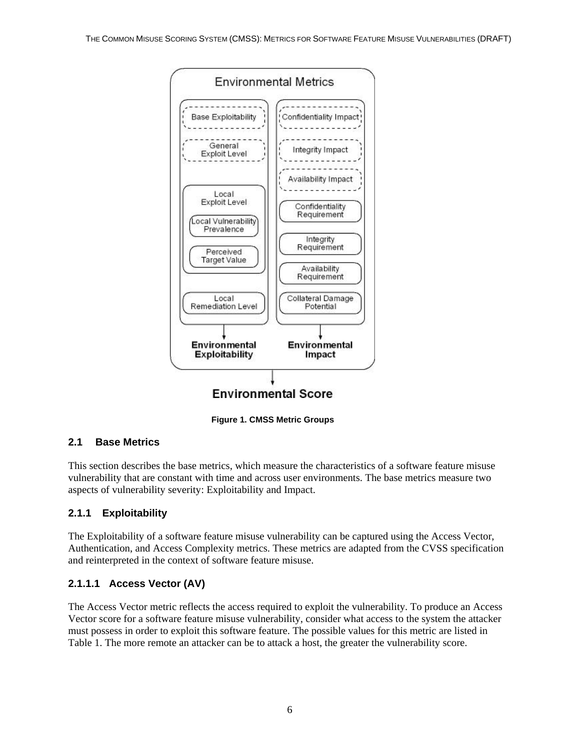Figure 1. CMSS Metric Groups

### 2.1 Base Metrics

This section describes the base metrics, which measure the characteristics of a software feature misuse vulnerability that are constant with time and across user environments. The base metrics measure two aspects of vulnerability severity: Exploitability and Impact.

#### 2.1.1 Exploitability

The Exploitability of a software feature misuse vulnerability can be captured using the Access Vector, Authentication, and Access Complexity metrics. These metrics are adapted from the CVSS specification and reinterpreted in the context of software feature misuse.

##### 2.1.1.1 Access Vector (AV)

The Access Vector metric reflects the access required to exploit the vulnerability. To produce an Access Vector score for a software feature misuse vulnerability, consider what access to the system the attacker must possess in order to exploit this software feature. The possible values for this metric are listed in Table 1. The more remote an attacker can be to attack a host, the greater the vulnerability score.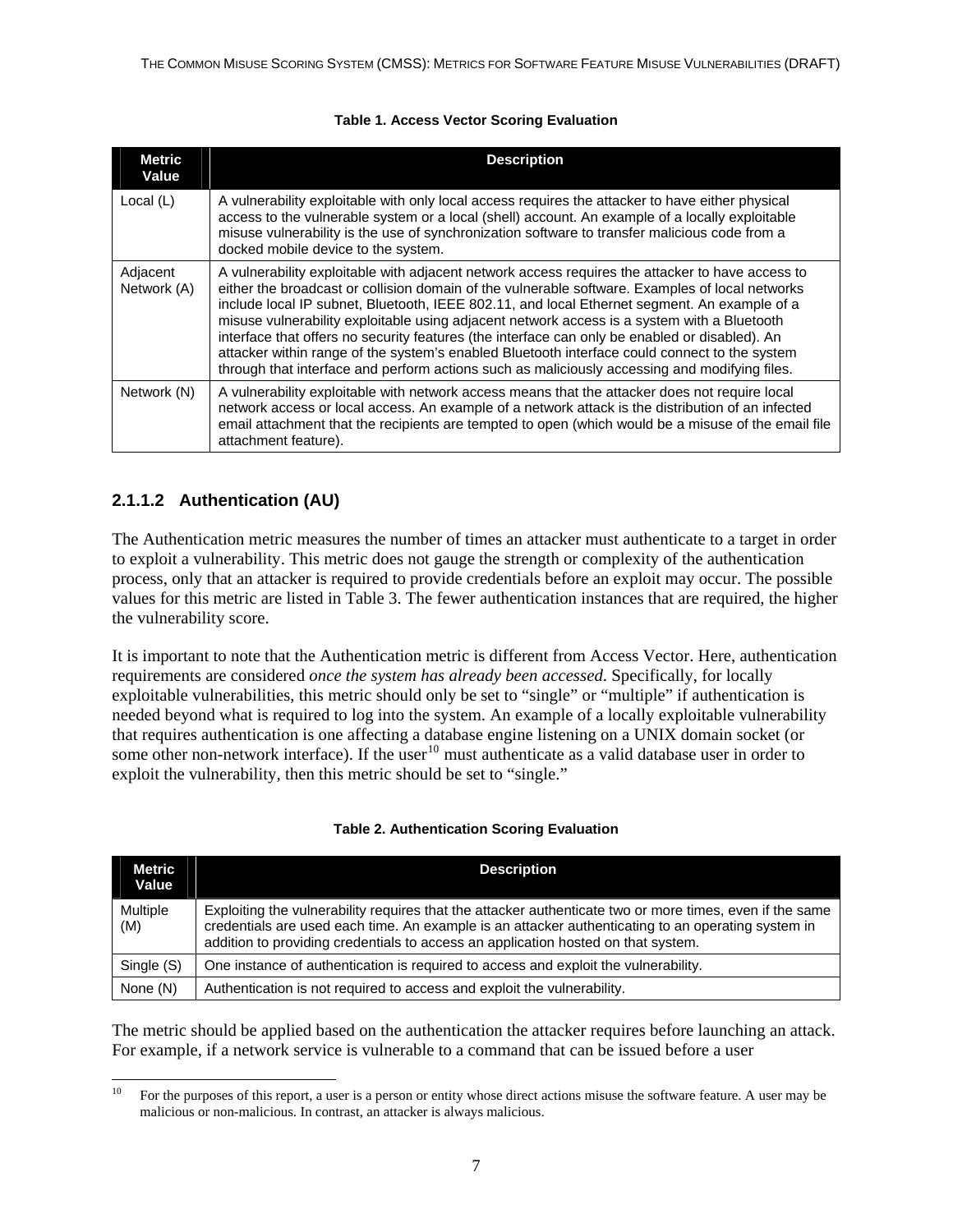**Table 1. Access Vector Scoring Evaluation**

| Metric Value | Description |
|---|---|
| Local (L) | A vulnerability exploitable with only local access requires the attacker to have either physical access to the vulnerable system or a local (shell) account. An example of a locally exploitable misuse vulnerability is the use of synchronization software to transfer malicious code from a docked mobile device to the system. |
| Adjacent Network (A) | A vulnerability exploitable with adjacent network access requires the attacker to have access to either the broadcast or collision domain of the vulnerable software. Examples of local networks include local IP subnet, Bluetooth, IEEE 802.11, and local Ethernet segment. An example of a misuse vulnerability exploitable using adjacent network access is a system with a Bluetooth interface that offers no security features (the interface can only be enabled or disabled). An attacker within range of the system's enabled Bluetooth interface could connect to the system through that interface and perform actions such as maliciously accessing and modifying files. |
| Network (N) | A vulnerability exploitable with network access means that the attacker does not require local network access or local access. An example of a network attack is the distribution of an infected email attachment that the recipients are tempted to open (which would be a misuse of the email file attachment feature). |

#### 2.1.1.2 Authentication (AU)

The Authentication metric measures the number of times an attacker must authenticate to a target in order to exploit a vulnerability. This metric does not gauge the strength or complexity of the authentication process, only that an attacker is required to provide credentials before an exploit may occur. The possible values for this metric are listed in Table 3. The fewer authentication instances that are required, the higher the vulnerability score.

It is important to note that the Authentication metric is different from Access Vector. Here, authentication requirements are considered *once the system has already been accessed*. Specifically, for locally exploitable vulnerabilities, this metric should only be set to "single" or "multiple" if authentication is needed beyond what is required to log into the system. An example of a locally exploitable vulnerability that requires authentication is one affecting a database engine listening on a UNIX domain socket (or some other non-network interface). If the user[10] must authenticate as a valid database user in order to exploit the vulnerability, then this metric should be set to "single."

**Table 2. Authentication Scoring Evaluation**

| Metric Value | Description |
|---|---|
| Multiple (M) | Exploiting the vulnerability requires that the attacker authenticate two or more times, even if the same credentials are used each time. An example is an attacker authenticating to an operating system in addition to providing credentials to access an application hosted on that system. |
| Single (S) | One instance of authentication is required to access and exploit the vulnerability. |
| None (N) | Authentication is not required to access and exploit the vulnerability. |

The metric should be applied based on the authentication the attacker requires before launching an attack. For example, if a network service is vulnerable to a command that can be issued before a user

[10] For the purposes of this report, a user is a person or entity whose direct actions misuse the software feature. A user may be malicious or non-malicious. In contrast, an attacker is always malicious.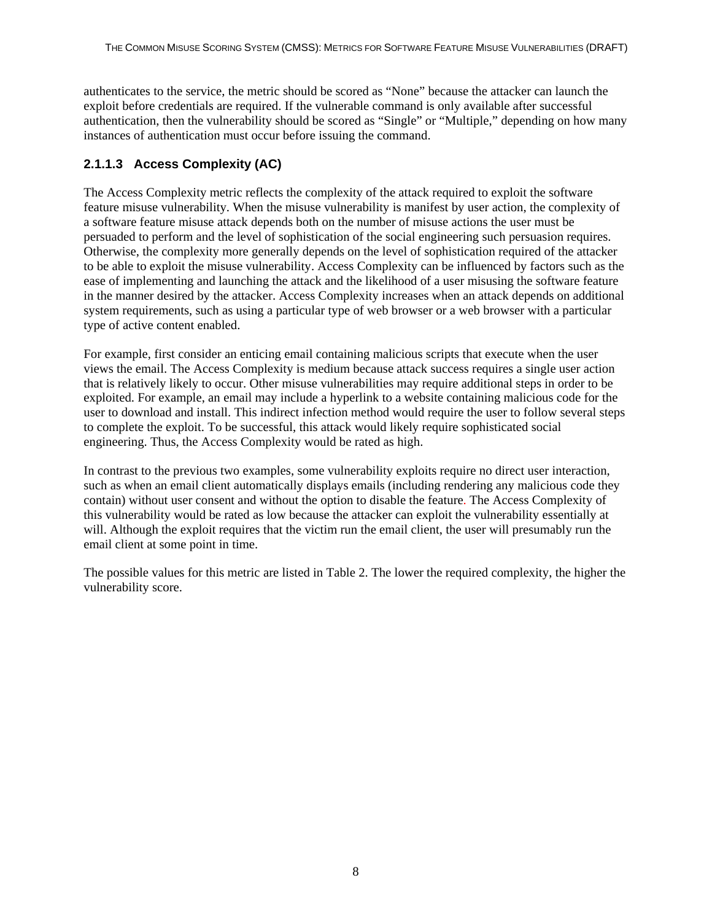authenticates to the service, the metric should be scored as “None” because the attacker can launch the exploit before credentials are required. If the vulnerable command is only available after successful authentication, then the vulnerability should be scored as “Single” or “Multiple,” depending on how many instances of authentication must occur before issuing the command.

#### 2.1.1.3 Access Complexity (AC)

The Access Complexity metric reflects the complexity of the attack required to exploit the software feature misuse vulnerability. When the misuse vulnerability is manifest by user action, the complexity of a software feature misuse attack depends both on the number of misuse actions the user must be persuaded to perform and the level of sophistication of the social engineering such persuasion requires. Otherwise, the complexity more generally depends on the level of sophistication required of the attacker to be able to exploit the misuse vulnerability. Access Complexity can be influenced by factors such as the ease of implementing and launching the attack and the likelihood of a user misusing the software feature in the manner desired by the attacker. Access Complexity increases when an attack depends on additional system requirements, such as using a particular type of web browser or a web browser with a particular type of active content enabled.

For example, first consider an enticing email containing malicious scripts that execute when the user views the email. The Access Complexity is medium because attack success requires a single user action that is relatively likely to occur. Other misuse vulnerabilities may require additional steps in order to be exploited. For example, an email may include a hyperlink to a website containing malicious code for the user to download and install. This indirect infection method would require the user to follow several steps to complete the exploit. To be successful, this attack would likely require sophisticated social engineering. Thus, the Access Complexity would be rated as high.

In contrast to the previous two examples, some vulnerability exploits require no direct user interaction, such as when an email client automatically displays emails (including rendering any malicious code they contain) without user consent and without the option to disable the feature. The Access Complexity of this vulnerability would be rated as low because the attacker can exploit the vulnerability essentially at will. Although the exploit requires that the victim run the email client, the user will presumably run the email client at some point in time.

The possible values for this metric are listed in Table 2. The lower the required complexity, the higher the vulnerability score.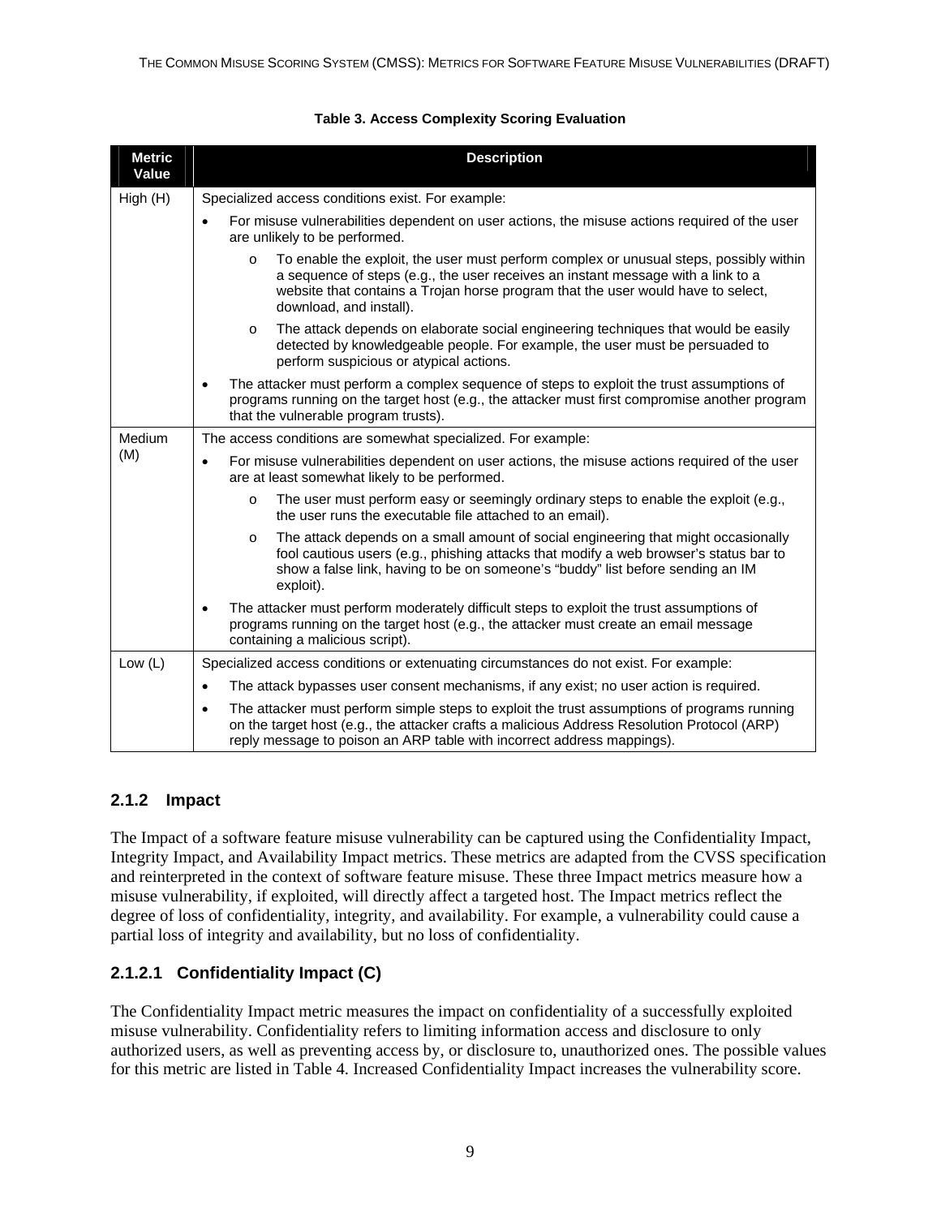**Table 3. Access Complexity Scoring Evaluation**

| Metric Value | Description |
|---|---|
| High (H) | Specialized access conditions exist. For example:<br>• For misuse vulnerabilities dependent on user actions, the misuse actions required of the user are unlikely to be performed.<br>  o To enable the exploit, the user must perform complex or unusual steps, possibly within a sequence of steps (e.g., the user receives an instant message with a link to a website that contains a Trojan horse program that the user would have to select, download, and install).<br>  o The attack depends on elaborate social engineering techniques that would be easily detected by knowledgeable people. For example, the user must be persuaded to perform suspicious or atypical actions.<br>• The attacker must perform a complex sequence of steps to exploit the trust assumptions of programs running on the target host (e.g., the attacker must first compromise another program that the vulnerable program trusts). |
| Medium (M) | The access conditions are somewhat specialized. For example:<br>• For misuse vulnerabilities dependent on user actions, the misuse actions required of the user are at least somewhat likely to be performed.<br>  o The user must perform easy or seemingly ordinary steps to enable the exploit (e.g., the user runs the executable file attached to an email).<br>  o The attack depends on a small amount of social engineering that might occasionally fool cautious users (e.g., phishing attacks that modify a web browser's status bar to show a false link, having to be on someone's "buddy" list before sending an IM exploit).<br>• The attacker must perform moderately difficult steps to exploit the trust assumptions of programs running on the target host (e.g., the attacker must create an email message containing a malicious script). |
| Low (L) | Specialized access conditions or extenuating circumstances do not exist. For example:<br>• The attack bypasses user consent mechanisms, if any exist; no user action is required.<br>• The attacker must perform simple steps to exploit the trust assumptions of programs running on the target host (e.g., the attacker crafts a malicious Address Resolution Protocol (ARP) reply message to poison an ARP table with incorrect address mappings). |

### 2.1.2 Impact

The Impact of a software feature misuse vulnerability can be captured using the Confidentiality Impact, Integrity Impact, and Availability Impact metrics. These metrics are adapted from the CVSS specification and reinterpreted in the context of software feature misuse. These three Impact metrics measure how a misuse vulnerability, if exploited, will directly affect a targeted host. The Impact metrics reflect the degree of loss of confidentiality, integrity, and availability. For example, a vulnerability could cause a partial loss of integrity and availability, but no loss of confidentiality.

#### 2.1.2.1 Confidentiality Impact (C)

The Confidentiality Impact metric measures the impact on confidentiality of a successfully exploited misuse vulnerability. Confidentiality refers to limiting information access and disclosure to only authorized users, as well as preventing access by, or disclosure to, unauthorized ones. The possible values for this metric are listed in Table 4. Increased Confidentiality Impact increases the vulnerability score.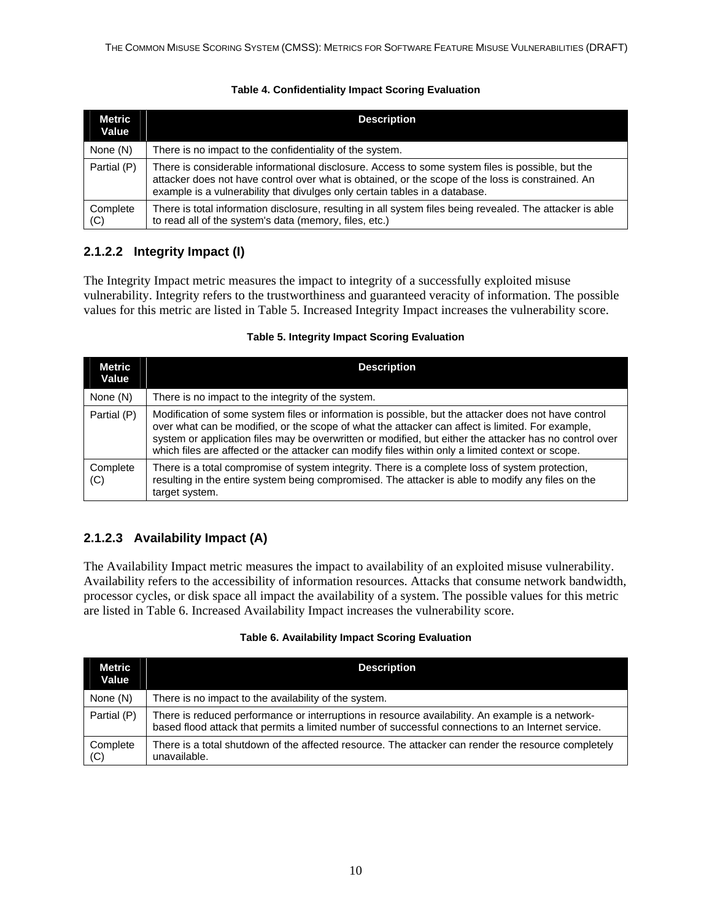**Table 4. Confidentiality Impact Scoring Evaluation**

| Metric Value | Description |
|---|---|
| None (N) | There is no impact to the confidentiality of the system. |
| Partial (P) | There is considerable informational disclosure. Access to some system files is possible, but the attacker does not have control over what is obtained, or the scope of the loss is constrained. An example is a vulnerability that divulges only certain tables in a database. |
| Complete (C) | There is total information disclosure, resulting in all system files being revealed. The attacker is able to read all of the system's data (memory, files, etc.) |

#### 2.1.2.2 Integrity Impact (I)

The Integrity Impact metric measures the impact to integrity of a successfully exploited misuse vulnerability. Integrity refers to the trustworthiness and guaranteed veracity of information. The possible values for this metric are listed in Table 5. Increased Integrity Impact increases the vulnerability score.

**Table 5. Integrity Impact Scoring Evaluation**

| Metric Value | Description |
|---|---|
| None (N) | There is no impact to the integrity of the system. |
| Partial (P) | Modification of some system files or information is possible, but the attacker does not have control over what can be modified, or the scope of what the attacker can affect is limited. For example, system or application files may be overwritten or modified, but either the attacker has no control over which files are affected or the attacker can modify files within only a limited context or scope. |
| Complete (C) | There is a total compromise of system integrity. There is a complete loss of system protection, resulting in the entire system being compromised. The attacker is able to modify any files on the target system. |

#### 2.1.2.3 Availability Impact (A)

The Availability Impact metric measures the impact to availability of an exploited misuse vulnerability. Availability refers to the accessibility of information resources. Attacks that consume network bandwidth, processor cycles, or disk space all impact the availability of a system. The possible values for this metric are listed in Table 6. Increased Availability Impact increases the vulnerability score.

**Table 6. Availability Impact Scoring Evaluation**

| Metric Value | Description |
|---|---|
| None (N) | There is no impact to the availability of the system. |
| Partial (P) | There is reduced performance or interruptions in resource availability. An example is a network-based flood attack that permits a limited number of successful connections to an Internet service. |
| Complete (C) | There is a total shutdown of the affected resource. The attacker can render the resource completely unavailable. |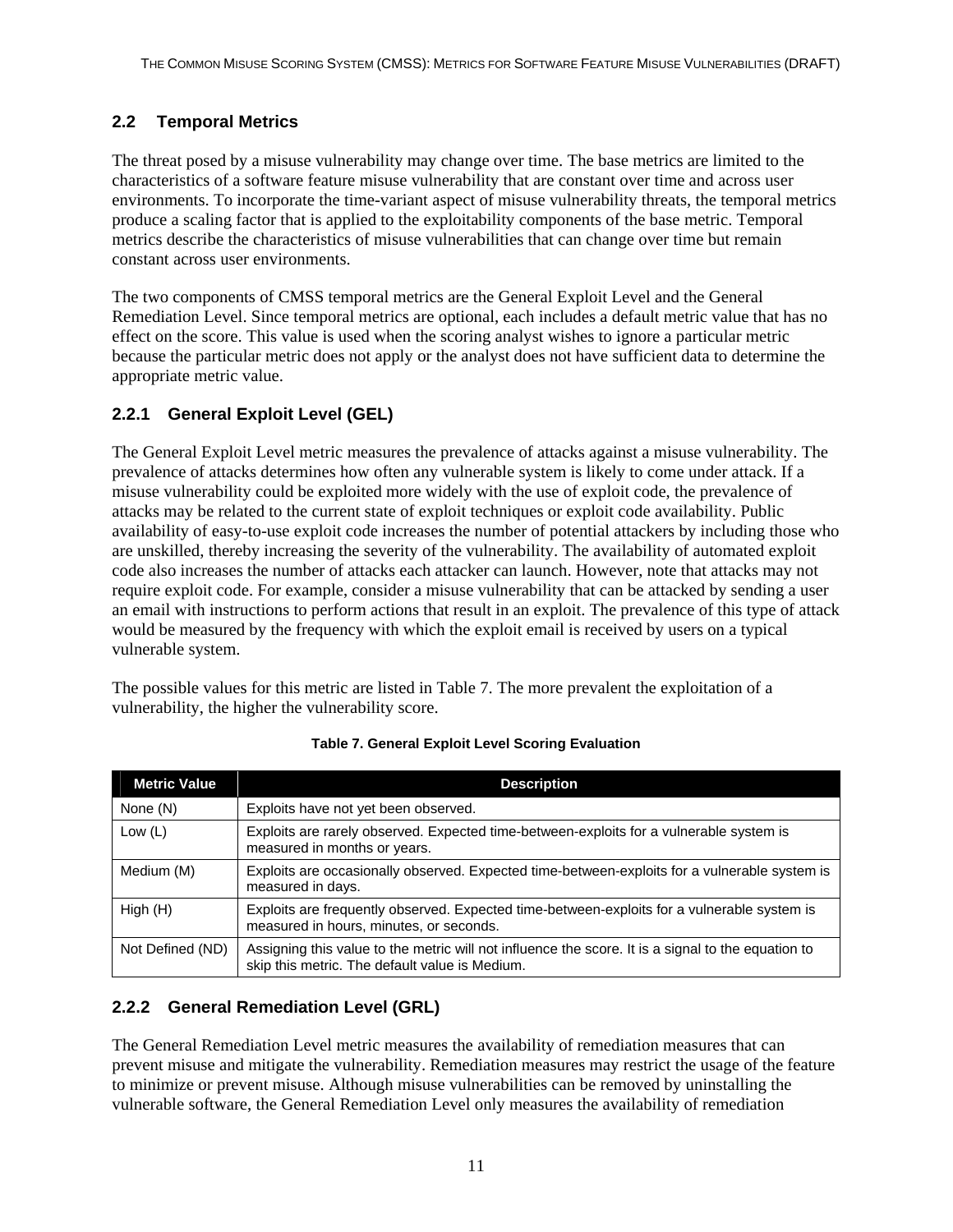## 2.2 Temporal Metrics

The threat posed by a misuse vulnerability may change over time. The base metrics are limited to the characteristics of a software feature misuse vulnerability that are constant over time and across user environments. To incorporate the time-variant aspect of misuse vulnerability threats, the temporal metrics produce a scaling factor that is applied to the exploitability components of the base metric. Temporal metrics describe the characteristics of misuse vulnerabilities that can change over time but remain constant across user environments.

The two components of CMSS temporal metrics are the General Exploit Level and the General Remediation Level. Since temporal metrics are optional, each includes a default metric value that has no effect on the score. This value is used when the scoring analyst wishes to ignore a particular metric because the particular metric does not apply or the analyst does not have sufficient data to determine the appropriate metric value.

### 2.2.1 General Exploit Level (GEL)

The General Exploit Level metric measures the prevalence of attacks against a misuse vulnerability. The prevalence of attacks determines how often any vulnerable system is likely to come under attack. If a misuse vulnerability could be exploited more widely with the use of exploit code, the prevalence of attacks may be related to the current state of exploit techniques or exploit code availability. Public availability of easy-to-use exploit code increases the number of potential attackers by including those who are unskilled, thereby increasing the severity of the vulnerability. The availability of automated exploit code also increases the number of attacks each attacker can launch. However, note that attacks may not require exploit code. For example, consider a misuse vulnerability that can be attacked by sending a user an email with instructions to perform actions that result in an exploit. The prevalence of this type of attack would be measured by the frequency with which the exploit email is received by users on a typical vulnerable system.

The possible values for this metric are listed in Table 7. The more prevalent the exploitation of a vulnerability, the higher the vulnerability score.

**Table 7. General Exploit Level Scoring Evaluation**

| Metric Value | Description |
|---|---|
| None (N) | Exploits have not yet been observed. |
| Low (L) | Exploits are rarely observed. Expected time-between-exploits for a vulnerable system is measured in months or years. |
| Medium (M) | Exploits are occasionally observed. Expected time-between-exploits for a vulnerable system is measured in days. |
| High (H) | Exploits are frequently observed. Expected time-between-exploits for a vulnerable system is measured in hours, minutes, or seconds. |
| Not Defined (ND) | Assigning this value to the metric will not influence the score. It is a signal to the equation to skip this metric. The default value is Medium. |

### 2.2.2 General Remediation Level (GRL)

The General Remediation Level metric measures the availability of remediation measures that can prevent misuse and mitigate the vulnerability. Remediation measures may restrict the usage of the feature to minimize or prevent misuse. Although misuse vulnerabilities can be removed by uninstalling the vulnerable software, the General Remediation Level only measures the availability of remediation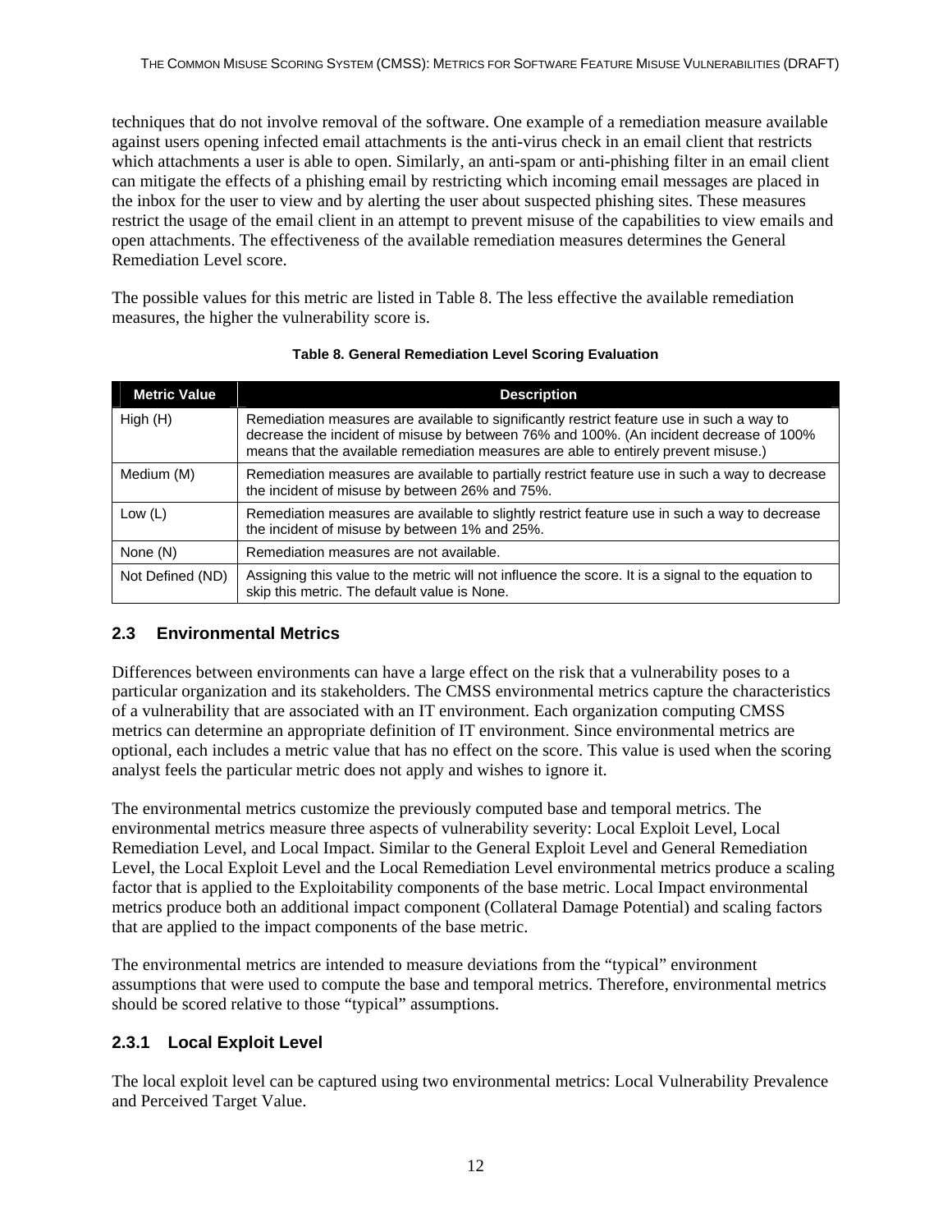techniques that do not involve removal of the software. One example of a remediation measure available against users opening infected email attachments is the anti-virus check in an email client that restricts which attachments a user is able to open. Similarly, an anti-spam or anti-phishing filter in an email client can mitigate the effects of a phishing email by restricting which incoming email messages are placed in the inbox for the user to view and by alerting the user about suspected phishing sites. These measures restrict the usage of the email client in an attempt to prevent misuse of the capabilities to view emails and open attachments. The effectiveness of the available remediation measures determines the General Remediation Level score.

The possible values for this metric are listed in Table 8. The less effective the available remediation measures, the higher the vulnerability score is.

**Table 8. General Remediation Level Scoring Evaluation**

| Metric Value | Description |
|---|---|
| High (H) | Remediation measures are available to significantly restrict feature use in such a way to decrease the incident of misuse by between 76% and 100%. (An incident decrease of 100% means that the available remediation measures are able to entirely prevent misuse.) |
| Medium (M) | Remediation measures are available to partially restrict feature use in such a way to decrease the incident of misuse by between 26% and 75%. |
| Low (L) | Remediation measures are available to slightly restrict feature use in such a way to decrease the incident of misuse by between 1% and 25%. |
| None (N) | Remediation measures are not available. |
| Not Defined (ND) | Assigning this value to the metric will not influence the score. It is a signal to the equation to skip this metric. The default value is None. |

## 2.3 Environmental Metrics

Differences between environments can have a large effect on the risk that a vulnerability poses to a particular organization and its stakeholders. The CMSS environmental metrics capture the characteristics of a vulnerability that are associated with an IT environment. Each organization computing CMSS metrics can determine an appropriate definition of IT environment. Since environmental metrics are optional, each includes a metric value that has no effect on the score. This value is used when the scoring analyst feels the particular metric does not apply and wishes to ignore it.

The environmental metrics customize the previously computed base and temporal metrics. The environmental metrics measure three aspects of vulnerability severity: Local Exploit Level, Local Remediation Level, and Local Impact. Similar to the General Exploit Level and General Remediation Level, the Local Exploit Level and the Local Remediation Level environmental metrics produce a scaling factor that is applied to the Exploitability components of the base metric. Local Impact environmental metrics produce both an additional impact component (Collateral Damage Potential) and scaling factors that are applied to the impact components of the base metric.

The environmental metrics are intended to measure deviations from the "typical" environment assumptions that were used to compute the base and temporal metrics. Therefore, environmental metrics should be scored relative to those "typical" assumptions.

### 2.3.1 Local Exploit Level

The local exploit level can be captured using two environmental metrics: Local Vulnerability Prevalence and Perceived Target Value.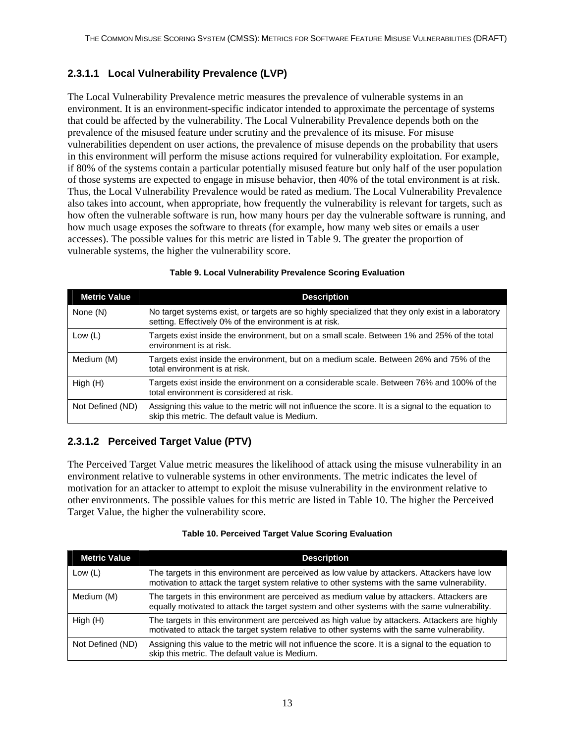#### 2.3.1.1 Local Vulnerability Prevalence (LVP)

The Local Vulnerability Prevalence metric measures the prevalence of vulnerable systems in an environment. It is an environment-specific indicator intended to approximate the percentage of systems that could be affected by the vulnerability. The Local Vulnerability Prevalence depends both on the prevalence of the misused feature under scrutiny and the prevalence of its misuse. For misuse vulnerabilities dependent on user actions, the prevalence of misuse depends on the probability that users in this environment will perform the misuse actions required for vulnerability exploitation. For example, if 80% of the systems contain a particular potentially misused feature but only half of the user population of those systems are expected to engage in misuse behavior, then 40% of the total environment is at risk. Thus, the Local Vulnerability Prevalence would be rated as medium. The Local Vulnerability Prevalence also takes into account, when appropriate, how frequently the vulnerability is relevant for targets, such as how often the vulnerable software is run, how many hours per day the vulnerable software is running, and how much usage exposes the software to threats (for example, how many web sites or emails a user accesses). The possible values for this metric are listed in Table 9. The greater the proportion of vulnerable systems, the higher the vulnerability score.

**Table 9. Local Vulnerability Prevalence Scoring Evaluation**

| Metric Value | Description |
|---|---|
| None (N) | No target systems exist, or targets are so highly specialized that they only exist in a laboratory setting. Effectively 0% of the environment is at risk. |
| Low (L) | Targets exist inside the environment, but on a small scale. Between 1% and 25% of the total environment is at risk. |
| Medium (M) | Targets exist inside the environment, but on a medium scale. Between 26% and 75% of the total environment is at risk. |
| High (H) | Targets exist inside the environment on a considerable scale. Between 76% and 100% of the total environment is considered at risk. |
| Not Defined (ND) | Assigning this value to the metric will not influence the score. It is a signal to the equation to skip this metric. The default value is Medium. |

#### 2.3.1.2 Perceived Target Value (PTV)

The Perceived Target Value metric measures the likelihood of attack using the misuse vulnerability in an environment relative to vulnerable systems in other environments. The metric indicates the level of motivation for an attacker to attempt to exploit the misuse vulnerability in the environment relative to other environments. The possible values for this metric are listed in Table 10. The higher the Perceived Target Value, the higher the vulnerability score.

**Table 10. Perceived Target Value Scoring Evaluation**

| Metric Value | Description |
|---|---|
| Low (L) | The targets in this environment are perceived as low value by attackers. Attackers have low motivation to attack the target system relative to other systems with the same vulnerability. |
| Medium (M) | The targets in this environment are perceived as medium value by attackers. Attackers are equally motivated to attack the target system and other systems with the same vulnerability. |
| High (H) | The targets in this environment are perceived as high value by attackers. Attackers are highly motivated to attack the target system relative to other systems with the same vulnerability. |
| Not Defined (ND) | Assigning this value to the metric will not influence the score. It is a signal to the equation to skip this metric. The default value is Medium. |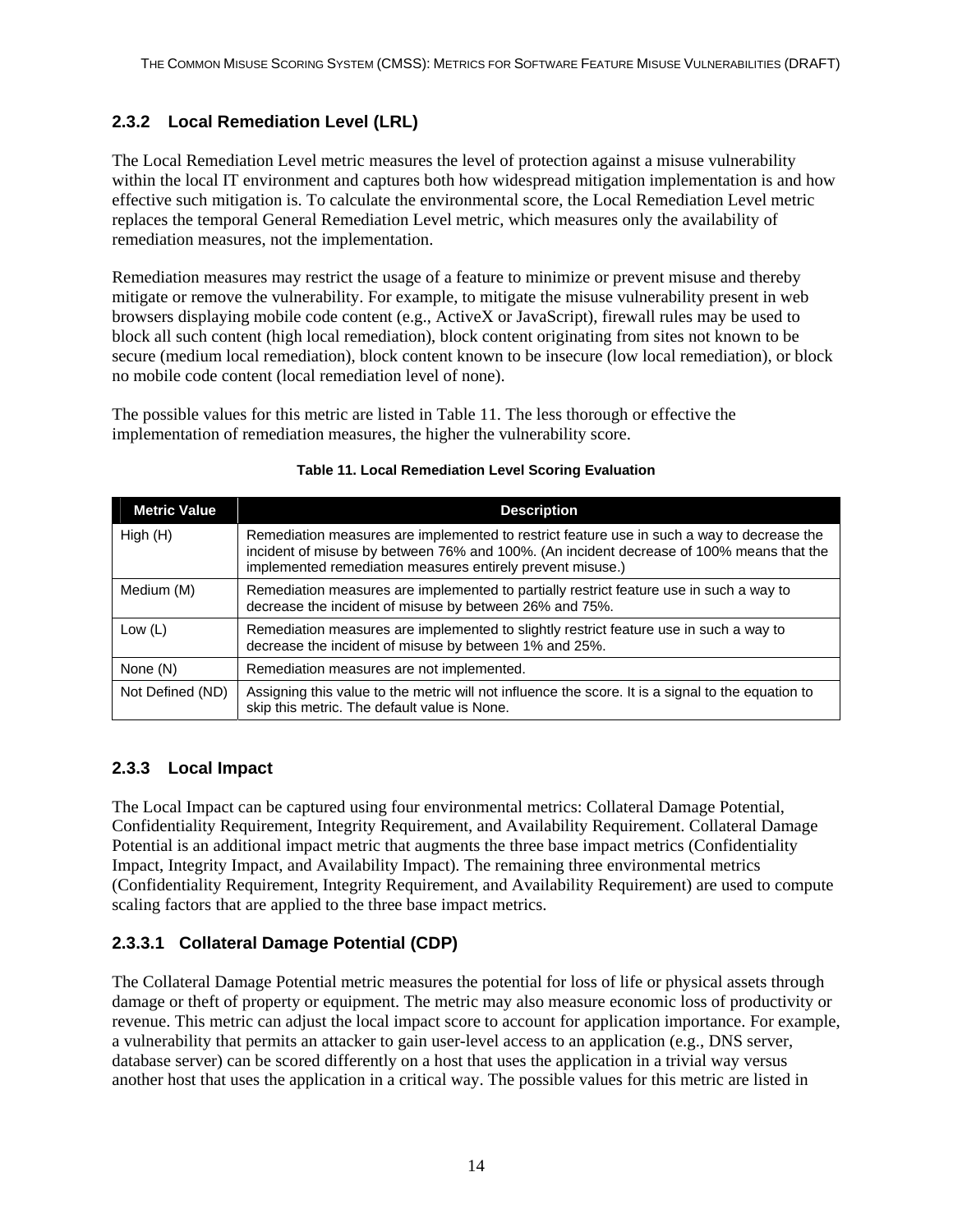### 2.3.2 Local Remediation Level (LRL)

The Local Remediation Level metric measures the level of protection against a misuse vulnerability within the local IT environment and captures both how widespread mitigation implementation is and how effective such mitigation is. To calculate the environmental score, the Local Remediation Level metric replaces the temporal General Remediation Level metric, which measures only the availability of remediation measures, not the implementation.

Remediation measures may restrict the usage of a feature to minimize or prevent misuse and thereby mitigate or remove the vulnerability. For example, to mitigate the misuse vulnerability present in web browsers displaying mobile code content (e.g., ActiveX or JavaScript), firewall rules may be used to block all such content (high local remediation), block content originating from sites not known to be secure (medium local remediation), block content known to be insecure (low local remediation), or block no mobile code content (local remediation level of none).

The possible values for this metric are listed in Table 11. The less thorough or effective the implementation of remediation measures, the higher the vulnerability score.

**Table 11. Local Remediation Level Scoring Evaluation**

| Metric Value | Description |
|---|---|
| High (H) | Remediation measures are implemented to restrict feature use in such a way to decrease the incident of misuse by between 76% and 100%. (An incident decrease of 100% means that the implemented remediation measures entirely prevent misuse.) |
| Medium (M) | Remediation measures are implemented to partially restrict feature use in such a way to decrease the incident of misuse by between 26% and 75%. |
| Low (L) | Remediation measures are implemented to slightly restrict feature use in such a way to decrease the incident of misuse by between 1% and 25%. |
| None (N) | Remediation measures are not implemented. |
| Not Defined (ND) | Assigning this value to the metric will not influence the score. It is a signal to the equation to skip this metric. The default value is None. |

### 2.3.3 Local Impact

The Local Impact can be captured using four environmental metrics: Collateral Damage Potential, Confidentiality Requirement, Integrity Requirement, and Availability Requirement. Collateral Damage Potential is an additional impact metric that augments the three base impact metrics (Confidentiality Impact, Integrity Impact, and Availability Impact). The remaining three environmental metrics (Confidentiality Requirement, Integrity Requirement, and Availability Requirement) are used to compute scaling factors that are applied to the three base impact metrics.

#### 2.3.3.1 Collateral Damage Potential (CDP)

The Collateral Damage Potential metric measures the potential for loss of life or physical assets through damage or theft of property or equipment. The metric may also measure economic loss of productivity or revenue. This metric can adjust the local impact score to account for application importance. For example, a vulnerability that permits an attacker to gain user-level access to an application (e.g., DNS server, database server) can be scored differently on a host that uses the application in a trivial way versus another host that uses the application in a critical way. The possible values for this metric are listed in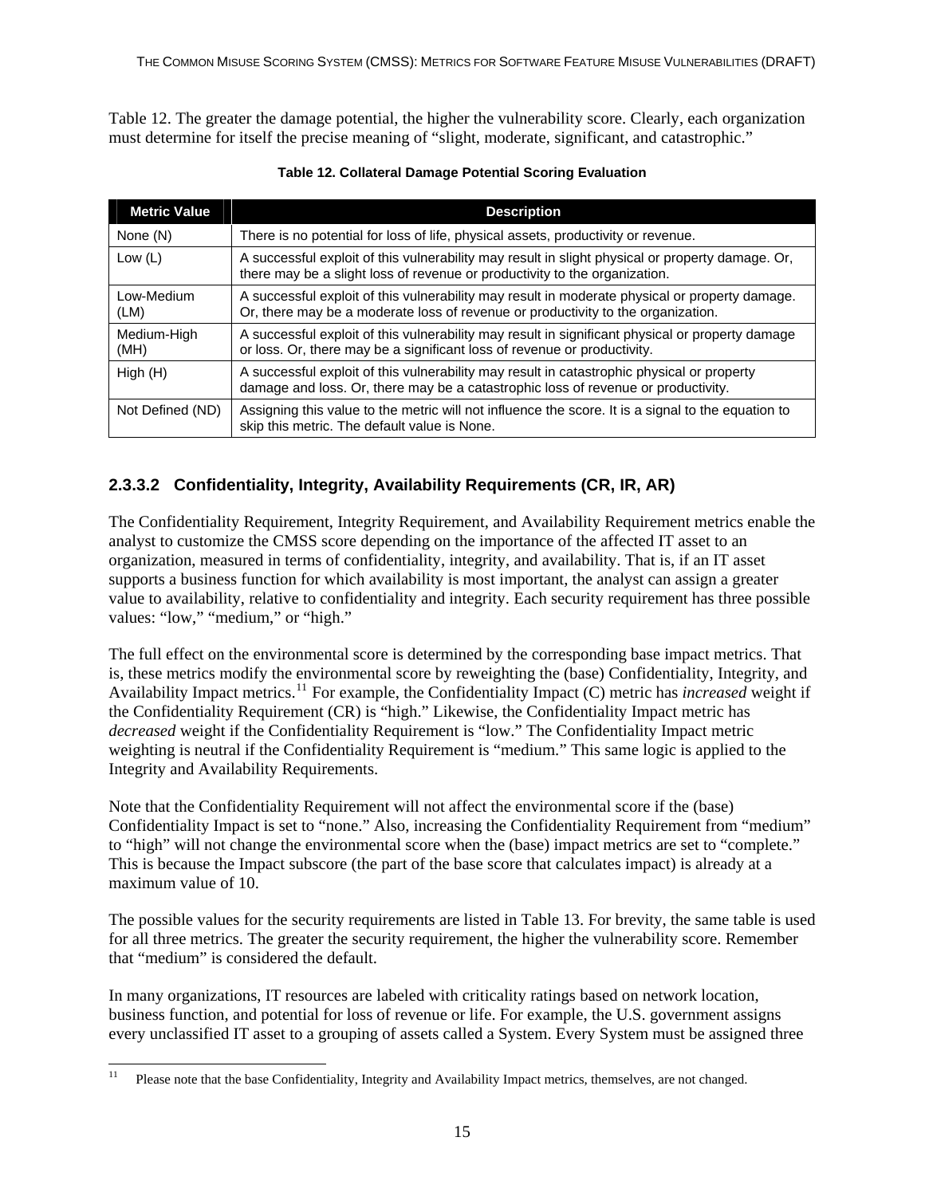Table 12. The greater the damage potential, the higher the vulnerability score. Clearly, each organization must determine for itself the precise meaning of "slight, moderate, significant, and catastrophic."

**Table 12. Collateral Damage Potential Scoring Evaluation**

| Metric Value | Description |
|---|---|
| None (N) | There is no potential for loss of life, physical assets, productivity or revenue. |
| Low (L) | A successful exploit of this vulnerability may result in slight physical or property damage. Or, there may be a slight loss of revenue or productivity to the organization. |
| Low-Medium (LM) | A successful exploit of this vulnerability may result in moderate physical or property damage. Or, there may be a moderate loss of revenue or productivity to the organization. |
| Medium-High (MH) | A successful exploit of this vulnerability may result in significant physical or property damage or loss. Or, there may be a significant loss of revenue or productivity. |
| High (H) | A successful exploit of this vulnerability may result in catastrophic physical or property damage and loss. Or, there may be a catastrophic loss of revenue or productivity. |
| Not Defined (ND) | Assigning this value to the metric will not influence the score. It is a signal to the equation to skip this metric. The default value is None. |

#### 2.3.3.2 Confidentiality, Integrity, Availability Requirements (CR, IR, AR)

The Confidentiality Requirement, Integrity Requirement, and Availability Requirement metrics enable the analyst to customize the CMSS score depending on the importance of the affected IT asset to an organization, measured in terms of confidentiality, integrity, and availability. That is, if an IT asset supports a business function for which availability is most important, the analyst can assign a greater value to availability, relative to confidentiality and integrity. Each security requirement has three possible values: "low," "medium," or "high."

The full effect on the environmental score is determined by the corresponding base impact metrics. That is, these metrics modify the environmental score by reweighting the (base) Confidentiality, Integrity, and Availability Impact metrics.[11] For example, the Confidentiality Impact (C) metric has *increased* weight if the Confidentiality Requirement (CR) is "high." Likewise, the Confidentiality Impact metric has *decreased* weight if the Confidentiality Requirement is "low." The Confidentiality Impact metric weighting is neutral if the Confidentiality Requirement is "medium." This same logic is applied to the Integrity and Availability Requirements.

Note that the Confidentiality Requirement will not affect the environmental score if the (base) Confidentiality Impact is set to "none." Also, increasing the Confidentiality Requirement from "medium" to "high" will not change the environmental score when the (base) impact metrics are set to "complete." This is because the Impact subscore (the part of the base score that calculates impact) is already at a maximum value of 10.

The possible values for the security requirements are listed in Table 13. For brevity, the same table is used for all three metrics. The greater the security requirement, the higher the vulnerability score. Remember that "medium" is considered the default.

In many organizations, IT resources are labeled with criticality ratings based on network location, business function, and potential for loss of revenue or life. For example, the U.S. government assigns every unclassified IT asset to a grouping of assets called a System. Every System must be assigned three

---

[11] Please note that the base Confidentiality, Integrity and Availability Impact metrics, themselves, are not changed.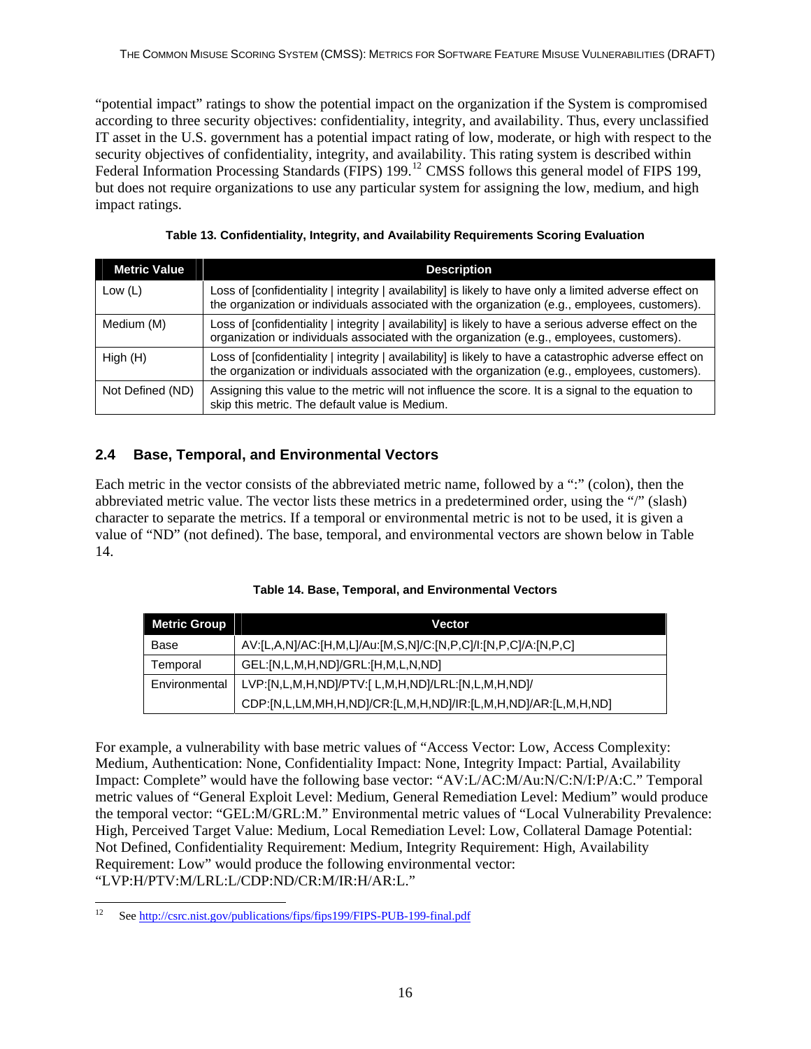"potential impact" ratings to show the potential impact on the organization if the System is compromised according to three security objectives: confidentiality, integrity, and availability. Thus, every unclassified IT asset in the U.S. government has a potential impact rating of low, moderate, or high with respect to the security objectives of confidentiality, integrity, and availability. This rating system is described within Federal Information Processing Standards (FIPS) 199.[12] CMSS follows this general model of FIPS 199, but does not require organizations to use any particular system for assigning the low, medium, and high impact ratings.

**Table 13. Confidentiality, Integrity, and Availability Requirements Scoring Evaluation**

| Metric Value | Description |
|---|---|
| Low (L) | Loss of [confidentiality \| integrity \| availability] is likely to have only a limited adverse effect on the organization or individuals associated with the organization (e.g., employees, customers). |
| Medium (M) | Loss of [confidentiality \| integrity \| availability] is likely to have a serious adverse effect on the organization or individuals associated with the organization (e.g., employees, customers). |
| High (H) | Loss of [confidentiality \| integrity \| availability] is likely to have a catastrophic adverse effect on the organization or individuals associated with the organization (e.g., employees, customers). |
| Not Defined (ND) | Assigning this value to the metric will not influence the score. It is a signal to the equation to skip this metric. The default value is Medium. |

## 2.4 Base, Temporal, and Environmental Vectors

Each metric in the vector consists of the abbreviated metric name, followed by a ":" (colon), then the abbreviated metric value. The vector lists these metrics in a predetermined order, using the "/" (slash) character to separate the metrics. If a temporal or environmental metric is not to be used, it is given a value of "ND" (not defined). The base, temporal, and environmental vectors are shown below in Table 14.

**Table 14. Base, Temporal, and Environmental Vectors**

| Metric Group | Vector |
|---|---|
| Base | AV:[L,A,N]/AC:[H,M,L]/Au:[M,S,N]/C:[N,P,C]/I:[N,P,C]/A:[N,P,C] |
| Temporal | GEL:[N,L,M,H,ND]/GRL:[H,M,L,N,ND] |
| Environmental | LVP:[N,L,M,H,ND]/PTV:[ L,M,H,ND]/LRL:[N,L,M,H,ND]/ CDP:[N,L,LM,MH,H,ND]/CR:[L,M,H,ND]/IR:[L,M,H,ND]/AR:[L,M,H,ND] |

For example, a vulnerability with base metric values of "Access Vector: Low, Access Complexity: Medium, Authentication: None, Confidentiality Impact: None, Integrity Impact: Partial, Availability Impact: Complete" would have the following base vector: "AV:L/AC:M/Au:N/C:N/I:P/A:C." Temporal metric values of "General Exploit Level: Medium, General Remediation Level: Medium" would produce the temporal vector: "GEL:M/GRL:M." Environmental metric values of "Local Vulnerability Prevalence: High, Perceived Target Value: Medium, Local Remediation Level: Low, Collateral Damage Potential: Not Defined, Confidentiality Requirement: Medium, Integrity Requirement: High, Availability Requirement: Low" would produce the following environmental vector: "LVP:H/PTV:M/LRL:L/CDP:ND/CR:M/IR:H/AR:L."

[12] See http://csrc.nist.gov/publications/fips/fips199/FIPS-PUB-199-final.pdf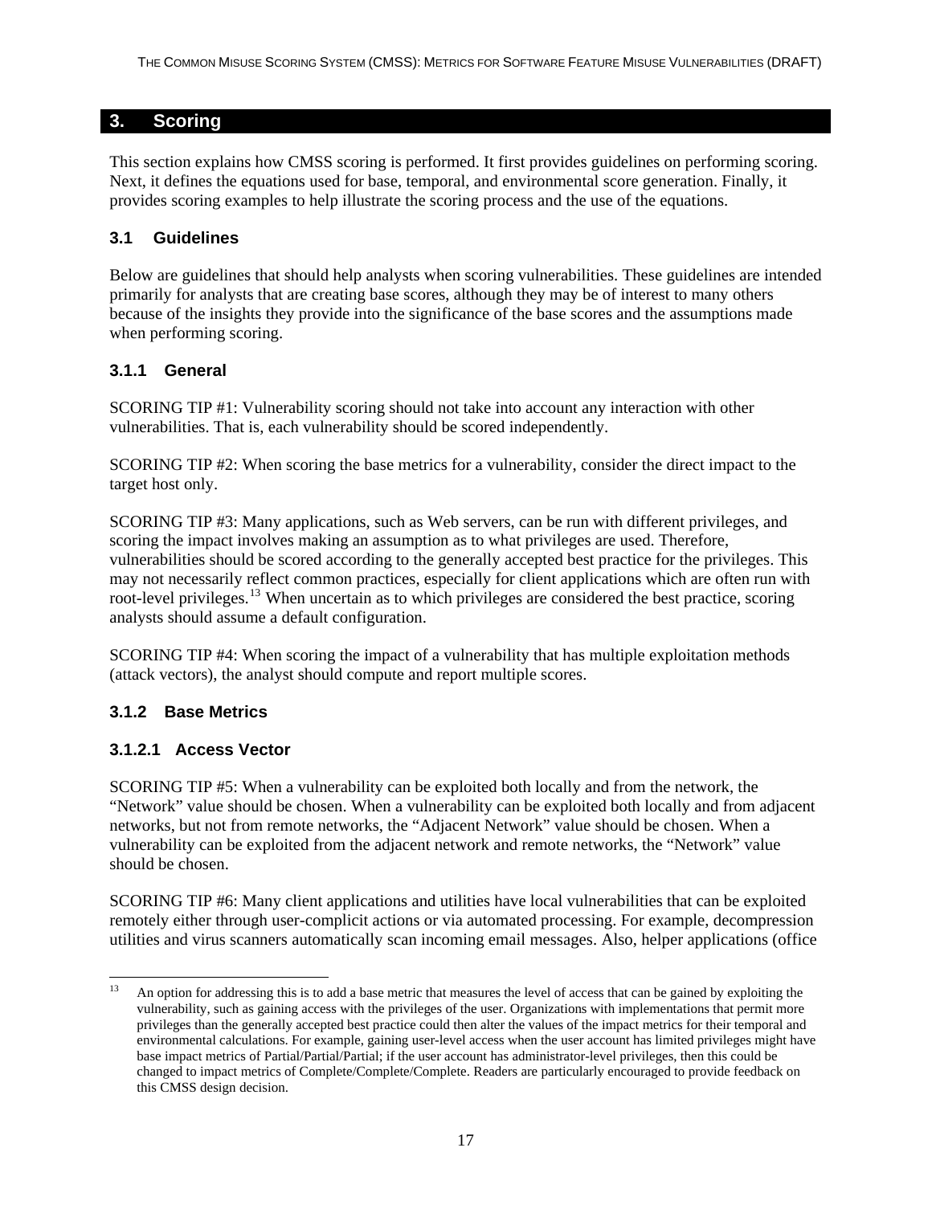# 3. Scoring

This section explains how CMSS scoring is performed. It first provides guidelines on performing scoring. Next, it defines the equations used for base, temporal, and environmental score generation. Finally, it provides scoring examples to help illustrate the scoring process and the use of the equations.

## 3.1 Guidelines

Below are guidelines that should help analysts when scoring vulnerabilities. These guidelines are intended primarily for analysts that are creating base scores, although they may be of interest to many others because of the insights they provide into the significance of the base scores and the assumptions made when performing scoring.

### 3.1.1 General

SCORING TIP #1: Vulnerability scoring should not take into account any interaction with other vulnerabilities. That is, each vulnerability should be scored independently.

SCORING TIP #2: When scoring the base metrics for a vulnerability, consider the direct impact to the target host only.

SCORING TIP #3: Many applications, such as Web servers, can be run with different privileges, and scoring the impact involves making an assumption as to what privileges are used. Therefore, vulnerabilities should be scored according to the generally accepted best practice for the privileges. This may not necessarily reflect common practices, especially for client applications which are often run with root-level privileges.[13] When uncertain as to which privileges are considered the best practice, scoring analysts should assume a default configuration.

SCORING TIP #4: When scoring the impact of a vulnerability that has multiple exploitation methods (attack vectors), the analyst should compute and report multiple scores.

### 3.1.2 Base Metrics

#### 3.1.2.1 Access Vector

SCORING TIP #5: When a vulnerability can be exploited both locally and from the network, the "Network" value should be chosen. When a vulnerability can be exploited both locally and from adjacent networks, but not from remote networks, the "Adjacent Network" value should be chosen. When a vulnerability can be exploited from the adjacent network and remote networks, the "Network" value should be chosen.

SCORING TIP #6: Many client applications and utilities have local vulnerabilities that can be exploited remotely either through user-complicit actions or via automated processing. For example, decompression utilities and virus scanners automatically scan incoming email messages. Also, helper applications (office

[13] An option for addressing this is to add a base metric that measures the level of access that can be gained by exploiting the vulnerability, such as gaining access with the privileges of the user. Organizations with implementations that permit more privileges than the generally accepted best practice could then alter the values of the impact metrics for their temporal and environmental calculations. For example, gaining user-level access when the user account has limited privileges might have base impact metrics of Partial/Partial/Partial; if the user account has administrator-level privileges, then this could be changed to impact metrics of Complete/Complete/Complete. Readers are particularly encouraged to provide feedback on this CMSS design decision.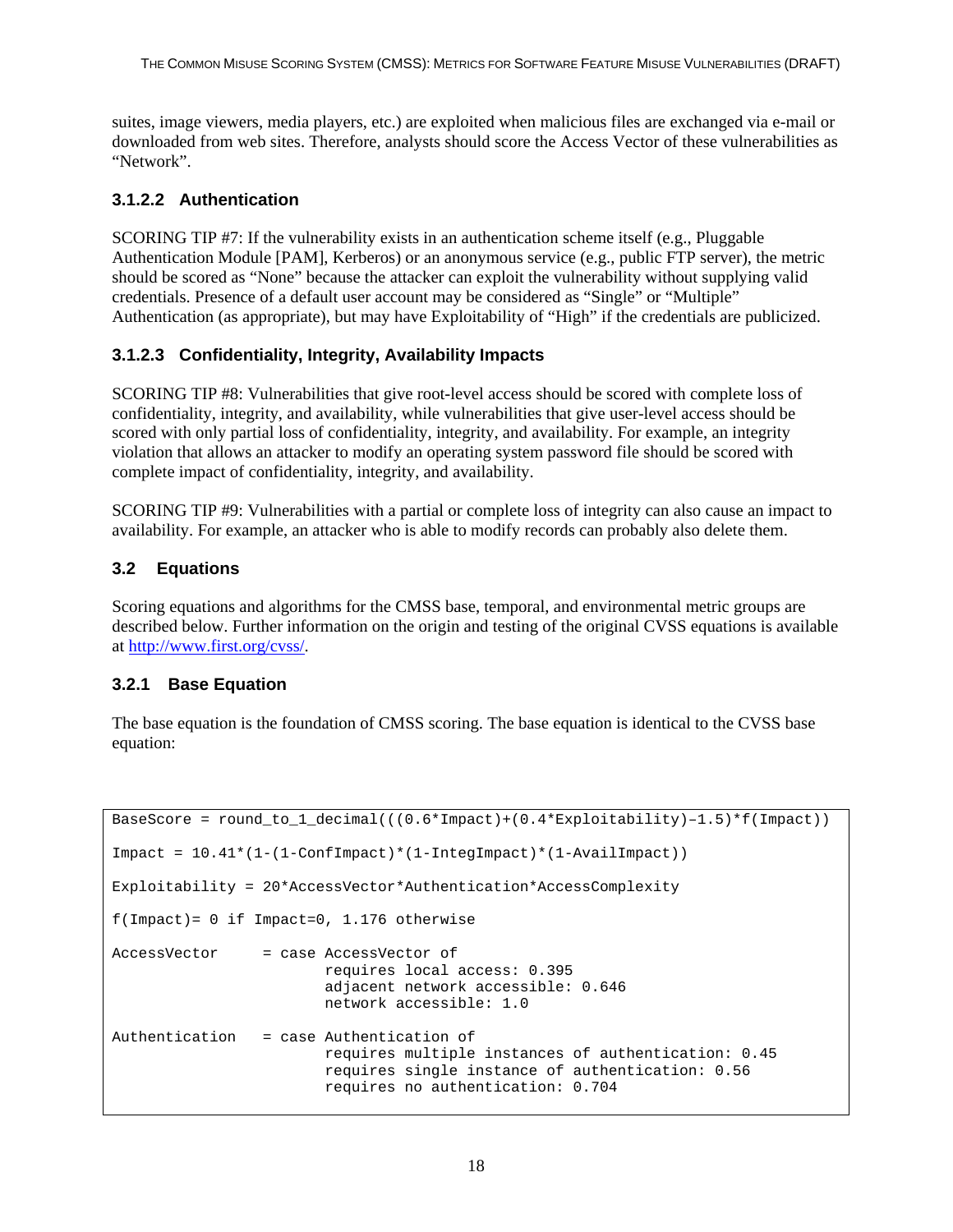suites, image viewers, media players, etc.) are exploited when malicious files are exchanged via e-mail or downloaded from web sites. Therefore, analysts should score the Access Vector of these vulnerabilities as "Network".

#### 3.1.2.2 Authentication

SCORING TIP #7: If the vulnerability exists in an authentication scheme itself (e.g., Pluggable Authentication Module [PAM], Kerberos) or an anonymous service (e.g., public FTP server), the metric should be scored as "None" because the attacker can exploit the vulnerability without supplying valid credentials. Presence of a default user account may be considered as "Single" or "Multiple" Authentication (as appropriate), but may have Exploitability of "High" if the credentials are publicized.

#### 3.1.2.3 Confidentiality, Integrity, Availability Impacts

SCORING TIP #8: Vulnerabilities that give root-level access should be scored with complete loss of confidentiality, integrity, and availability, while vulnerabilities that give user-level access should be scored with only partial loss of confidentiality, integrity, and availability. For example, an integrity violation that allows an attacker to modify an operating system password file should be scored with complete impact of confidentiality, integrity, and availability.

SCORING TIP #9: Vulnerabilities with a partial or complete loss of integrity can also cause an impact to availability. For example, an attacker who is able to modify records can probably also delete them.

## 3.2 Equations

Scoring equations and algorithms for the CMSS base, temporal, and environmental metric groups are described below. Further information on the origin and testing of the original CVSS equations is available at http://www.first.org/cvss/.

### 3.2.1 Base Equation

The base equation is the foundation of CMSS scoring. The base equation is identical to the CVSS base equation:

```
BaseScore = round_to_1_decimal(((0.6*Impact)+(0.4*Exploitability)–1.5)*f(Impact))

Impact = 10.41*(1-(1-ConfImpact)*(1-IntegImpact)*(1-AvailImpact))

Exploitability = 20*AccessVector*Authentication*AccessComplexity

f(Impact)= 0 if Impact=0, 1.176 otherwise

AccessVector     = case AccessVector of
                        requires local access: 0.395
                        adjacent network accessible: 0.646
                        network accessible: 1.0

Authentication   = case Authentication of
                        requires multiple instances of authentication: 0.45
                        requires single instance of authentication: 0.56
                        requires no authentication: 0.704
```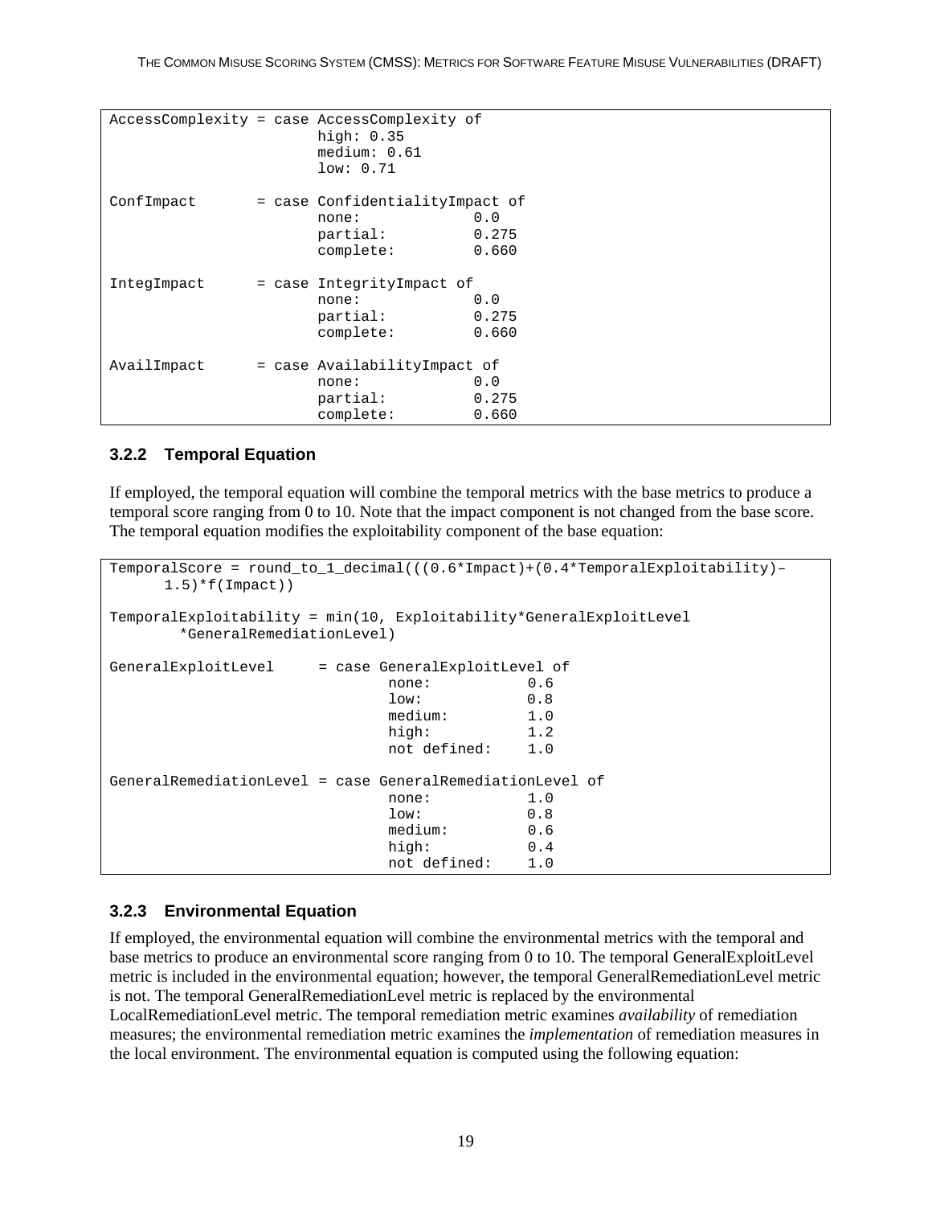```
AccessComplexity = case AccessComplexity of
                        high: 0.35
                        medium: 0.61
                        low: 0.71

ConfImpact       = case ConfidentialityImpact of
                        none:             0.0
                        partial:          0.275
                        complete:         0.660

IntegImpact      = case IntegrityImpact of
                        none:             0.0
                        partial:          0.275
                        complete:         0.660

AvailImpact      = case AvailabilityImpact of
                        none:             0.0
                        partial:          0.275
                        complete:         0.660
```

### 3.2.2 Temporal Equation

If employed, the temporal equation will combine the temporal metrics with the base metrics to produce a temporal score ranging from 0 to 10. Note that the impact component is not changed from the base score. The temporal equation modifies the exploitability component of the base equation:

```
TemporalScore = round_to_1_decimal(((0.6*Impact)+(0.4*TemporalExploitability)–
      1.5)*f(Impact))

TemporalExploitability = min(10, Exploitability*GeneralExploitLevel
        *GeneralRemediationLevel)

GeneralExploitLevel     = case GeneralExploitLevel of
                                none:           0.6
                                low:            0.8
                                medium:         1.0
                                high:           1.2
                                not defined:    1.0

GeneralRemediationLevel = case GeneralRemediationLevel of
                                none:           1.0
                                low:            0.8
                                medium:         0.6
                                high:           0.4
                                not defined:    1.0
```

### 3.2.3 Environmental Equation

If employed, the environmental equation will combine the environmental metrics with the temporal and base metrics to produce an environmental score ranging from 0 to 10. The temporal GeneralExploitLevel metric is included in the environmental equation; however, the temporal GeneralRemediationLevel metric is not. The temporal GeneralRemediationLevel metric is replaced by the environmental LocalRemediationLevel metric. The temporal remediation metric examines *availability* of remediation measures; the environmental remediation metric examines the *implementation* of remediation measures in the local environment. The environmental equation is computed using the following equation: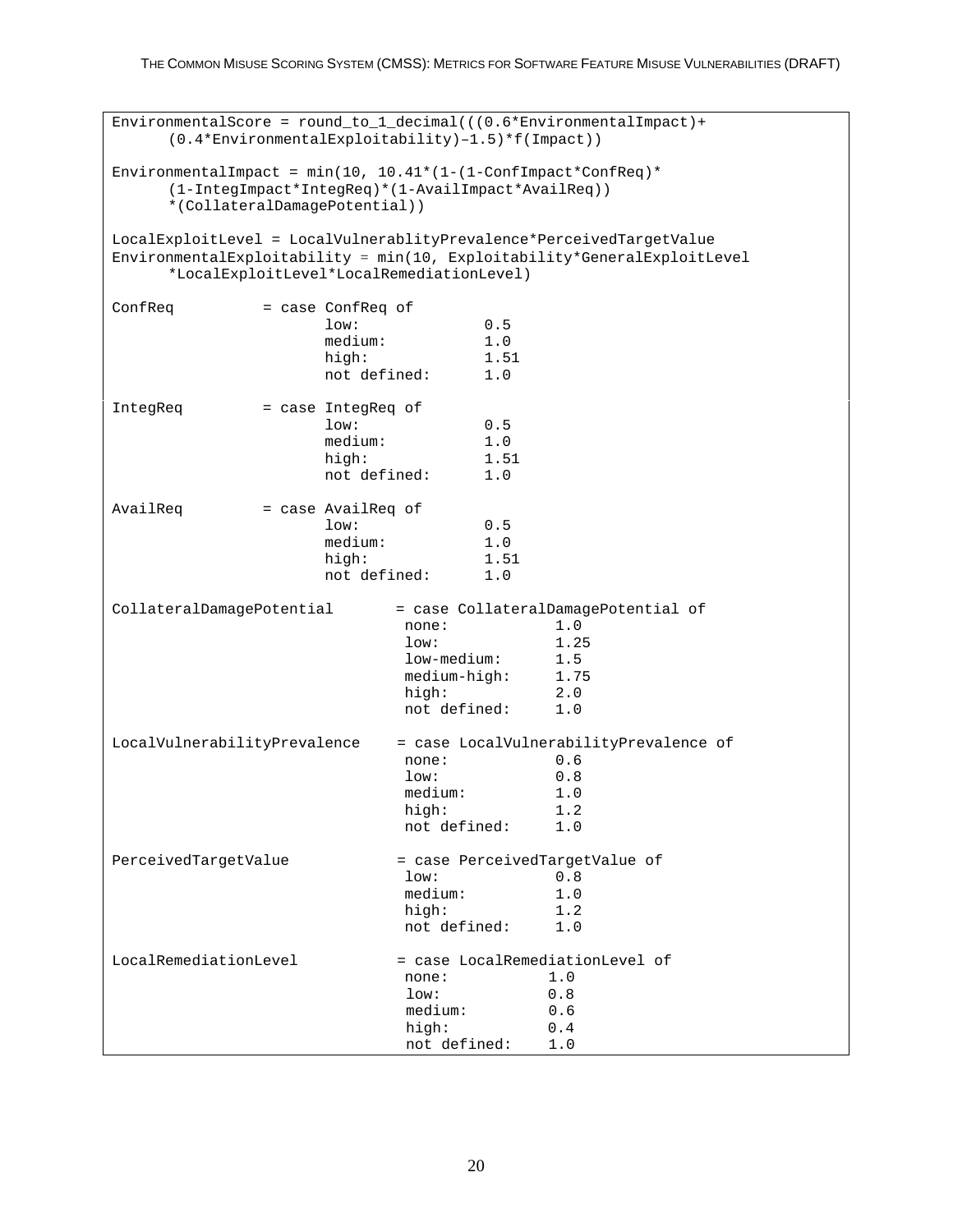```
EnvironmentalScore = round_to_1_decimal(((0.6*EnvironmentalImpact)+
      (0.4*EnvironmentalExploitability)–1.5)*f(Impact))

EnvironmentalImpact = min(10, 10.41*(1-(1-ConfImpact*ConfReq)*
      (1-IntegImpact*IntegReq)*(1-AvailImpact*AvailReq))
      *(CollateralDamagePotential))

LocalExploitLevel = LocalVulnerablityPrevalence*PerceivedTargetValue
EnvironmentalExploitability = min(10, Exploitability*GeneralExploitLevel
      *LocalExploitLevel*LocalRemediationLevel)

ConfReq          = case ConfReq of
                        low:             0.5
                        medium:          1.0
                        high:            1.51
                        not defined:     1.0

IntegReq         = case IntegReq of
                        low:             0.5
                        medium:          1.0
                        high:            1.51
                        not defined:     1.0

AvailReq         = case AvailReq of
                        low:             0.5
                        medium:          1.0
                        high:            1.51
                        not defined:     1.0

CollateralDamagePotential       = case CollateralDamagePotential of
                                 none:            1.0
                                 low:             1.25
                                 low-medium:      1.5
                                 medium-high:     1.75
                                 high:            2.0
                                 not defined:     1.0

LocalVulnerabilityPrevalence    = case LocalVulnerabilityPrevalence of
                                 none:            0.6
                                 low:             0.8
                                 medium:          1.0
                                 high:            1.2
                                 not defined:     1.0

PerceivedTargetValue            = case PerceivedTargetValue of
                                 low:             0.8
                                 medium:          1.0
                                 high:            1.2
                                 not defined:     1.0

LocalRemediationLevel           = case LocalRemediationLevel of
                                 none:           1.0
                                 low:            0.8
                                 medium:         0.6
                                 high:           0.4
                                 not defined:    1.0
```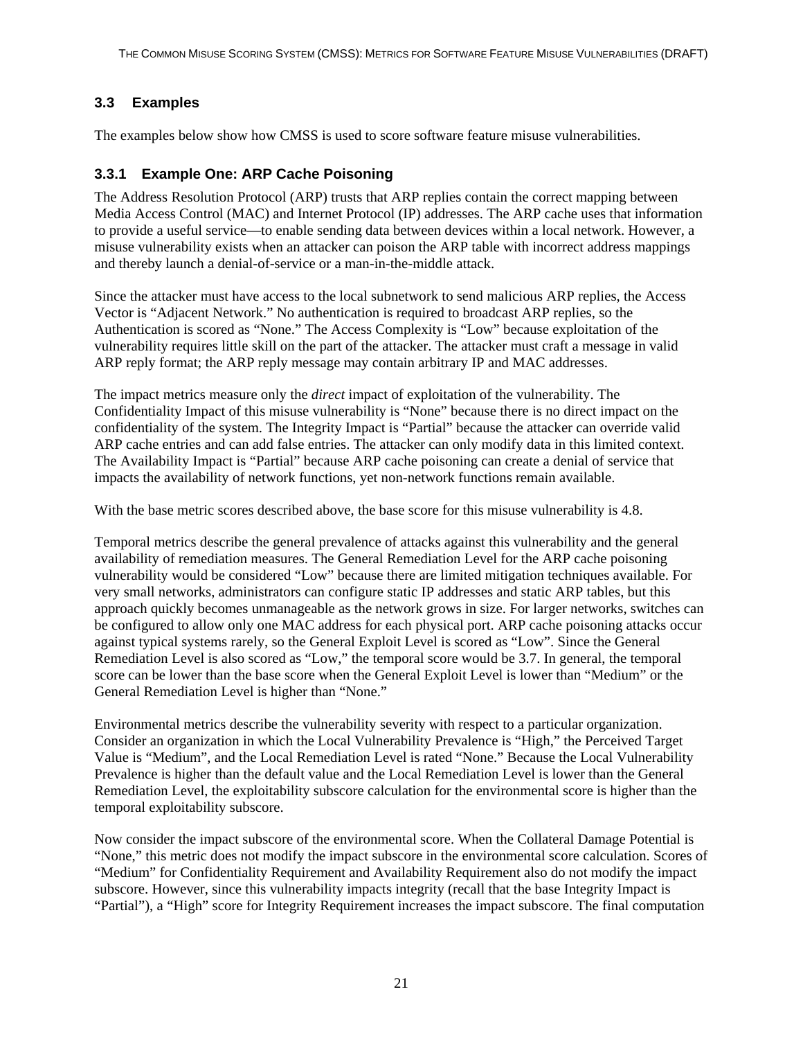## 3.3 Examples

The examples below show how CMSS is used to score software feature misuse vulnerabilities.

### 3.3.1 Example One: ARP Cache Poisoning

The Address Resolution Protocol (ARP) trusts that ARP replies contain the correct mapping between Media Access Control (MAC) and Internet Protocol (IP) addresses. The ARP cache uses that information to provide a useful service—to enable sending data between devices within a local network. However, a misuse vulnerability exists when an attacker can poison the ARP table with incorrect address mappings and thereby launch a denial-of-service or a man-in-the-middle attack.

Since the attacker must have access to the local subnetwork to send malicious ARP replies, the Access Vector is "Adjacent Network." No authentication is required to broadcast ARP replies, so the Authentication is scored as "None." The Access Complexity is "Low" because exploitation of the vulnerability requires little skill on the part of the attacker. The attacker must craft a message in valid ARP reply format; the ARP reply message may contain arbitrary IP and MAC addresses.

The impact metrics measure only the *direct* impact of exploitation of the vulnerability. The Confidentiality Impact of this misuse vulnerability is "None" because there is no direct impact on the confidentiality of the system. The Integrity Impact is "Partial" because the attacker can override valid ARP cache entries and can add false entries. The attacker can only modify data in this limited context. The Availability Impact is "Partial" because ARP cache poisoning can create a denial of service that impacts the availability of network functions, yet non-network functions remain available.

With the base metric scores described above, the base score for this misuse vulnerability is 4.8.

Temporal metrics describe the general prevalence of attacks against this vulnerability and the general availability of remediation measures. The General Remediation Level for the ARP cache poisoning vulnerability would be considered "Low" because there are limited mitigation techniques available. For very small networks, administrators can configure static IP addresses and static ARP tables, but this approach quickly becomes unmanageable as the network grows in size. For larger networks, switches can be configured to allow only one MAC address for each physical port. ARP cache poisoning attacks occur against typical systems rarely, so the General Exploit Level is scored as "Low". Since the General Remediation Level is also scored as "Low," the temporal score would be 3.7. In general, the temporal score can be lower than the base score when the General Exploit Level is lower than "Medium" or the General Remediation Level is higher than "None."

Environmental metrics describe the vulnerability severity with respect to a particular organization. Consider an organization in which the Local Vulnerability Prevalence is "High," the Perceived Target Value is "Medium", and the Local Remediation Level is rated "None." Because the Local Vulnerability Prevalence is higher than the default value and the Local Remediation Level is lower than the General Remediation Level, the exploitability subscore calculation for the environmental score is higher than the temporal exploitability subscore.

Now consider the impact subscore of the environmental score. When the Collateral Damage Potential is "None," this metric does not modify the impact subscore in the environmental score calculation. Scores of "Medium" for Confidentiality Requirement and Availability Requirement also do not modify the impact subscore. However, since this vulnerability impacts integrity (recall that the base Integrity Impact is "Partial"), a "High" score for Integrity Requirement increases the impact subscore. The final computation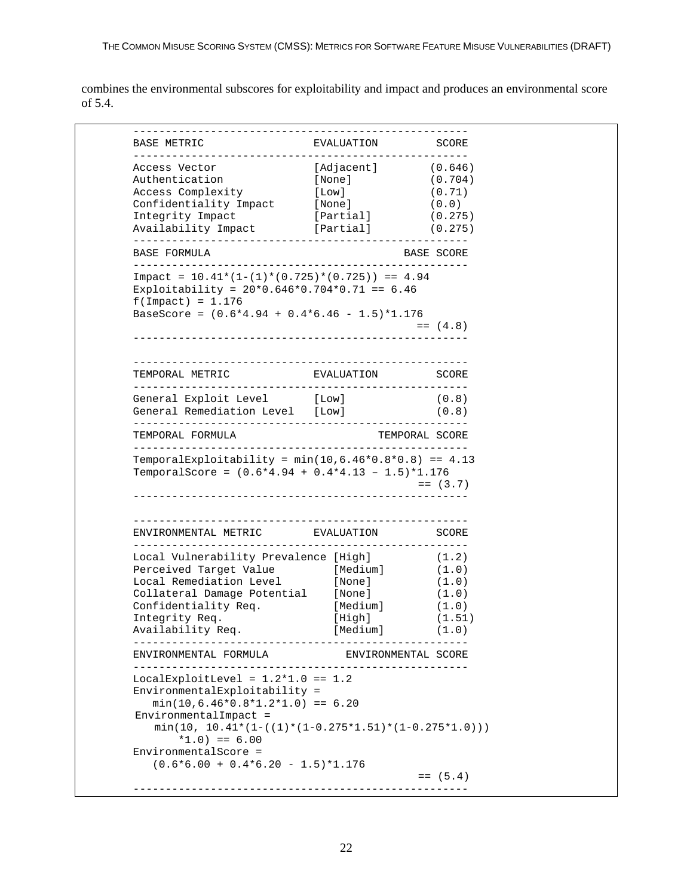combines the environmental subscores for exploitability and impact and produces an environmental score of 5.4.

```
---------------------------------------------------
BASE METRIC                 EVALUATION         SCORE
---------------------------------------------------
Access Vector               [Adjacent]        (0.646)
Authentication              [None]            (0.704)
Access Complexity           [Low]             (0.71)
Confidentiality Impact      [None]            (0.0)
Integrity Impact            [Partial]         (0.275)
Availability Impact         [Partial]         (0.275)
---------------------------------------------------
BASE FORMULA                              BASE SCORE
---------------------------------------------------
Impact = 10.41*(1-(1)*(0.725)*(0.725)) == 4.94
Exploitability = 20*0.646*0.704*0.71 == 6.46
f(Impact) = 1.176
BaseScore = (0.6*4.94 + 0.4*6.46 - 1.5)*1.176
                                          == (4.8)
---------------------------------------------------


---------------------------------------------------
TEMPORAL METRIC             EVALUATION         SCORE
---------------------------------------------------
General Exploit Level       [Low]             (0.8)
General Remediation Level   [Low]             (0.8)
---------------------------------------------------
TEMPORAL FORMULA                      TEMPORAL SCORE
---------------------------------------------------
TemporalExploitability = min(10,6.46*0.8*0.8) == 4.13
TemporalScore = (0.6*4.94 + 0.4*4.13 – 1.5)*1.176
                                          == (3.7)
---------------------------------------------------


---------------------------------------------------
ENVIRONMENTAL METRIC        EVALUATION         SCORE
---------------------------------------------------
Local Vulnerability Prevalence [High]         (1.2)
Perceived Target Value         [Medium]       (1.0)
Local Remediation Level        [None]         (1.0)
Collateral Damage Potential    [None]         (1.0)
Confidentiality Req.           [Medium]       (1.0)
Integrity Req.                 [High]         (1.51)
Availability Req.              [Medium]       (1.0)
---------------------------------------------------
ENVIRONMENTAL FORMULA            ENVIRONMENTAL SCORE
---------------------------------------------------
LocalExploitLevel = 1.2*1.0 == 1.2
EnvironmentalExploitability =
   min(10,6.46*0.8*1.2*1.0) == 6.20
 EnvironmentalImpact =
   min(10, 10.41*(1-((1)*(1-0.275*1.51)*(1-0.275*1.0)))
      *1.0) == 6.00
EnvironmentalScore =
   (0.6*6.00 + 0.4*6.20 - 1.5)*1.176
                                          == (5.4)
---------------------------------------------------
```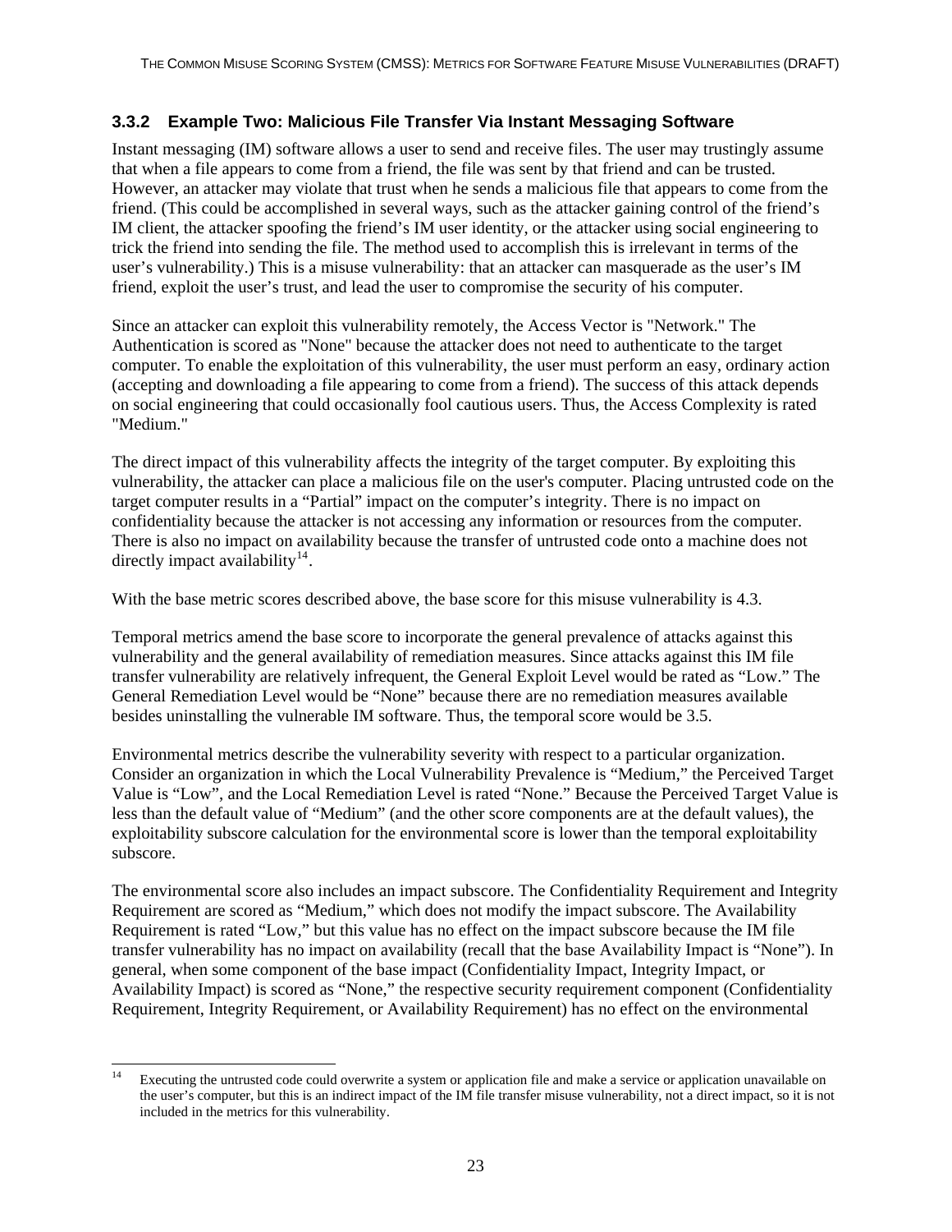### 3.3.2 Example Two: Malicious File Transfer Via Instant Messaging Software

Instant messaging (IM) software allows a user to send and receive files. The user may trustingly assume that when a file appears to come from a friend, the file was sent by that friend and can be trusted. However, an attacker may violate that trust when he sends a malicious file that appears to come from the friend. (This could be accomplished in several ways, such as the attacker gaining control of the friend's IM client, the attacker spoofing the friend's IM user identity, or the attacker using social engineering to trick the friend into sending the file. The method used to accomplish this is irrelevant in terms of the user's vulnerability.) This is a misuse vulnerability: that an attacker can masquerade as the user's IM friend, exploit the user's trust, and lead the user to compromise the security of his computer.

Since an attacker can exploit this vulnerability remotely, the Access Vector is "Network." The Authentication is scored as "None" because the attacker does not need to authenticate to the target computer. To enable the exploitation of this vulnerability, the user must perform an easy, ordinary action (accepting and downloading a file appearing to come from a friend). The success of this attack depends on social engineering that could occasionally fool cautious users. Thus, the Access Complexity is rated "Medium."

The direct impact of this vulnerability affects the integrity of the target computer. By exploiting this vulnerability, the attacker can place a malicious file on the user's computer. Placing untrusted code on the target computer results in a "Partial" impact on the computer's integrity. There is no impact on confidentiality because the attacker is not accessing any information or resources from the computer. There is also no impact on availability because the transfer of untrusted code onto a machine does not directly impact availability[14].

With the base metric scores described above, the base score for this misuse vulnerability is 4.3.

Temporal metrics amend the base score to incorporate the general prevalence of attacks against this vulnerability and the general availability of remediation measures. Since attacks against this IM file transfer vulnerability are relatively infrequent, the General Exploit Level would be rated as "Low." The General Remediation Level would be "None" because there are no remediation measures available besides uninstalling the vulnerable IM software. Thus, the temporal score would be 3.5.

Environmental metrics describe the vulnerability severity with respect to a particular organization. Consider an organization in which the Local Vulnerability Prevalence is "Medium," the Perceived Target Value is "Low", and the Local Remediation Level is rated "None." Because the Perceived Target Value is less than the default value of "Medium" (and the other score components are at the default values), the exploitability subscore calculation for the environmental score is lower than the temporal exploitability subscore.

The environmental score also includes an impact subscore. The Confidentiality Requirement and Integrity Requirement are scored as "Medium," which does not modify the impact subscore. The Availability Requirement is rated "Low," but this value has no effect on the impact subscore because the IM file transfer vulnerability has no impact on availability (recall that the base Availability Impact is "None"). In general, when some component of the base impact (Confidentiality Impact, Integrity Impact, or Availability Impact) is scored as "None," the respective security requirement component (Confidentiality Requirement, Integrity Requirement, or Availability Requirement) has no effect on the environmental

[14] Executing the untrusted code could overwrite a system or application file and make a service or application unavailable on the user's computer, but this is an indirect impact of the IM file transfer misuse vulnerability, not a direct impact, so it is not included in the metrics for this vulnerability.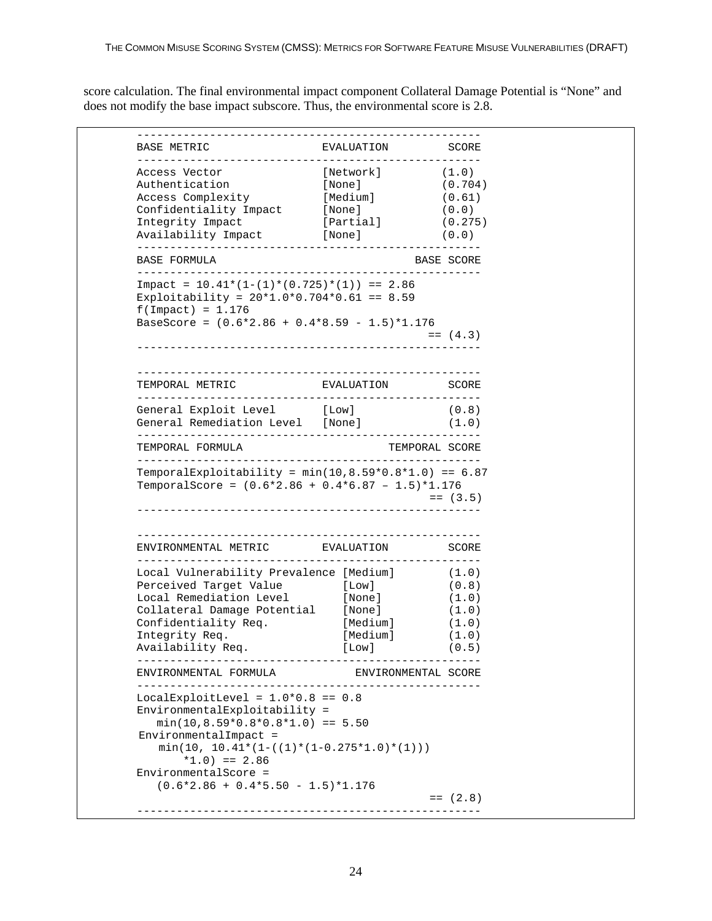score calculation. The final environmental impact component Collateral Damage Potential is "None" and does not modify the base impact subscore. Thus, the environmental score is 2.8.

```
----------------------------------------------------
BASE METRIC                 EVALUATION         SCORE
----------------------------------------------------
Access Vector               [Network]         (1.0)
Authentication              [None]            (0.704)
Access Complexity           [Medium]          (0.61)
Confidentiality Impact      [None]            (0.0)
Integrity Impact            [Partial]         (0.275)
Availability Impact         [None]            (0.0)
----------------------------------------------------
BASE FORMULA                              BASE SCORE
----------------------------------------------------
Impact = 10.41*(1-(1)*(0.725)*(1)) == 2.86
Exploitability = 20*1.0*0.704*0.61 == 8.59
f(Impact) = 1.176
BaseScore = (0.6*2.86 + 0.4*8.59 - 1.5)*1.176
                                          == (4.3)
----------------------------------------------------

----------------------------------------------------
TEMPORAL METRIC             EVALUATION         SCORE
----------------------------------------------------
General Exploit Level       [Low]              (0.8)
General Remediation Level   [None]             (1.0)
----------------------------------------------------
TEMPORAL FORMULA                      TEMPORAL SCORE
----------------------------------------------------
TemporalExploitability = min(10,8.59*0.8*1.0) == 6.87
TemporalScore = (0.6*2.86 + 0.4*6.87 – 1.5)*1.176
                                          == (3.5)
----------------------------------------------------

----------------------------------------------------
ENVIRONMENTAL METRIC        EVALUATION         SCORE
----------------------------------------------------
Local Vulnerability Prevalence [Medium]        (1.0)
Perceived Target Value         [Low]           (0.8)
Local Remediation Level        [None]          (1.0)
Collateral Damage Potential    [None]          (1.0)
Confidentiality Req.           [Medium]        (1.0)
Integrity Req.                 [Medium]        (1.0)
Availability Req.              [Low]           (0.5)
----------------------------------------------------
ENVIRONMENTAL FORMULA            ENVIRONMENTAL SCORE
----------------------------------------------------
LocalExploitLevel = 1.0*0.8 == 0.8
EnvironmentalExploitability =
   min(10,8.59*0.8*0.8*1.0) == 5.50
 EnvironmentalImpact =
   min(10, 10.41*(1-((1)*(1-0.275*1.0)*(1)))
      *1.0) == 2.86
EnvironmentalScore =
   (0.6*2.86 + 0.4*5.50 - 1.5)*1.176
                                          == (2.8)
----------------------------------------------------
```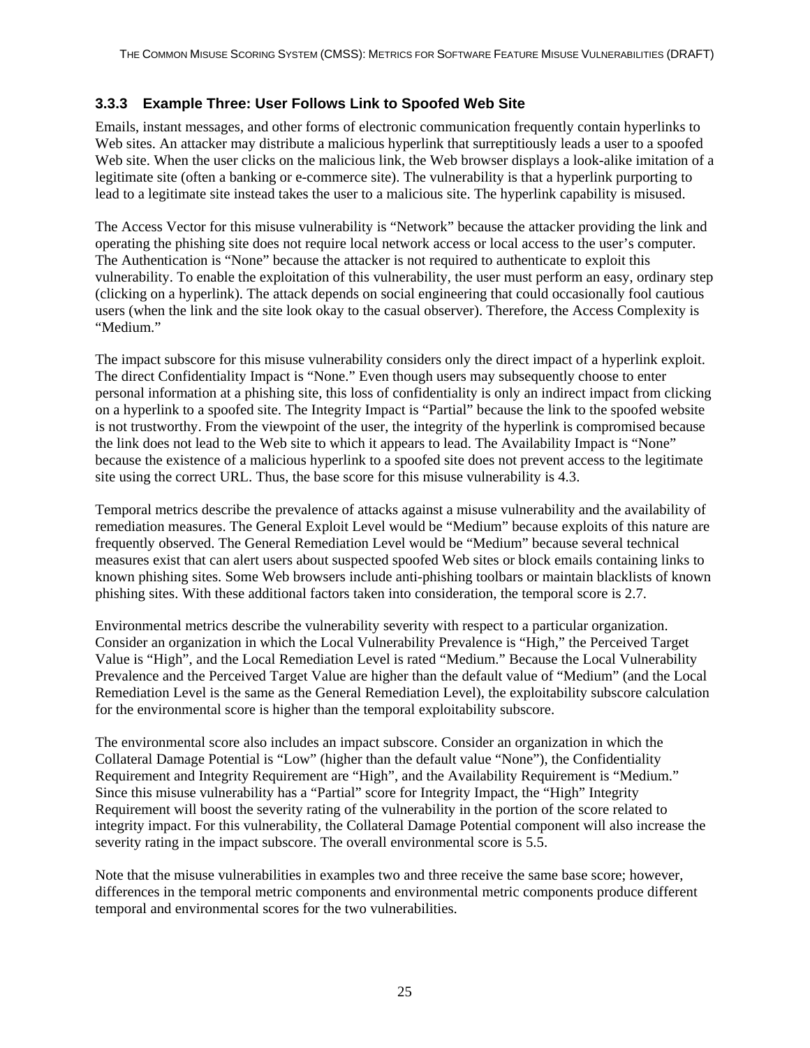### 3.3.3 Example Three: User Follows Link to Spoofed Web Site

Emails, instant messages, and other forms of electronic communication frequently contain hyperlinks to Web sites. An attacker may distribute a malicious hyperlink that surreptitiously leads a user to a spoofed Web site. When the user clicks on the malicious link, the Web browser displays a look-alike imitation of a legitimate site (often a banking or e-commerce site). The vulnerability is that a hyperlink purporting to lead to a legitimate site instead takes the user to a malicious site. The hyperlink capability is misused.

The Access Vector for this misuse vulnerability is "Network" because the attacker providing the link and operating the phishing site does not require local network access or local access to the user's computer. The Authentication is "None" because the attacker is not required to authenticate to exploit this vulnerability. To enable the exploitation of this vulnerability, the user must perform an easy, ordinary step (clicking on a hyperlink). The attack depends on social engineering that could occasionally fool cautious users (when the link and the site look okay to the casual observer). Therefore, the Access Complexity is "Medium."

The impact subscore for this misuse vulnerability considers only the direct impact of a hyperlink exploit. The direct Confidentiality Impact is "None." Even though users may subsequently choose to enter personal information at a phishing site, this loss of confidentiality is only an indirect impact from clicking on a hyperlink to a spoofed site. The Integrity Impact is "Partial" because the link to the spoofed website is not trustworthy. From the viewpoint of the user, the integrity of the hyperlink is compromised because the link does not lead to the Web site to which it appears to lead. The Availability Impact is "None" because the existence of a malicious hyperlink to a spoofed site does not prevent access to the legitimate site using the correct URL. Thus, the base score for this misuse vulnerability is 4.3.

Temporal metrics describe the prevalence of attacks against a misuse vulnerability and the availability of remediation measures. The General Exploit Level would be "Medium" because exploits of this nature are frequently observed. The General Remediation Level would be "Medium" because several technical measures exist that can alert users about suspected spoofed Web sites or block emails containing links to known phishing sites. Some Web browsers include anti-phishing toolbars or maintain blacklists of known phishing sites. With these additional factors taken into consideration, the temporal score is 2.7.

Environmental metrics describe the vulnerability severity with respect to a particular organization. Consider an organization in which the Local Vulnerability Prevalence is "High," the Perceived Target Value is "High", and the Local Remediation Level is rated "Medium." Because the Local Vulnerability Prevalence and the Perceived Target Value are higher than the default value of "Medium" (and the Local Remediation Level is the same as the General Remediation Level), the exploitability subscore calculation for the environmental score is higher than the temporal exploitability subscore.

The environmental score also includes an impact subscore. Consider an organization in which the Collateral Damage Potential is "Low" (higher than the default value "None"), the Confidentiality Requirement and Integrity Requirement are "High", and the Availability Requirement is "Medium." Since this misuse vulnerability has a "Partial" score for Integrity Impact, the "High" Integrity Requirement will boost the severity rating of the vulnerability in the portion of the score related to integrity impact. For this vulnerability, the Collateral Damage Potential component will also increase the severity rating in the impact subscore. The overall environmental score is 5.5.

Note that the misuse vulnerabilities in examples two and three receive the same base score; however, differences in the temporal metric components and environmental metric components produce different temporal and environmental scores for the two vulnerabilities.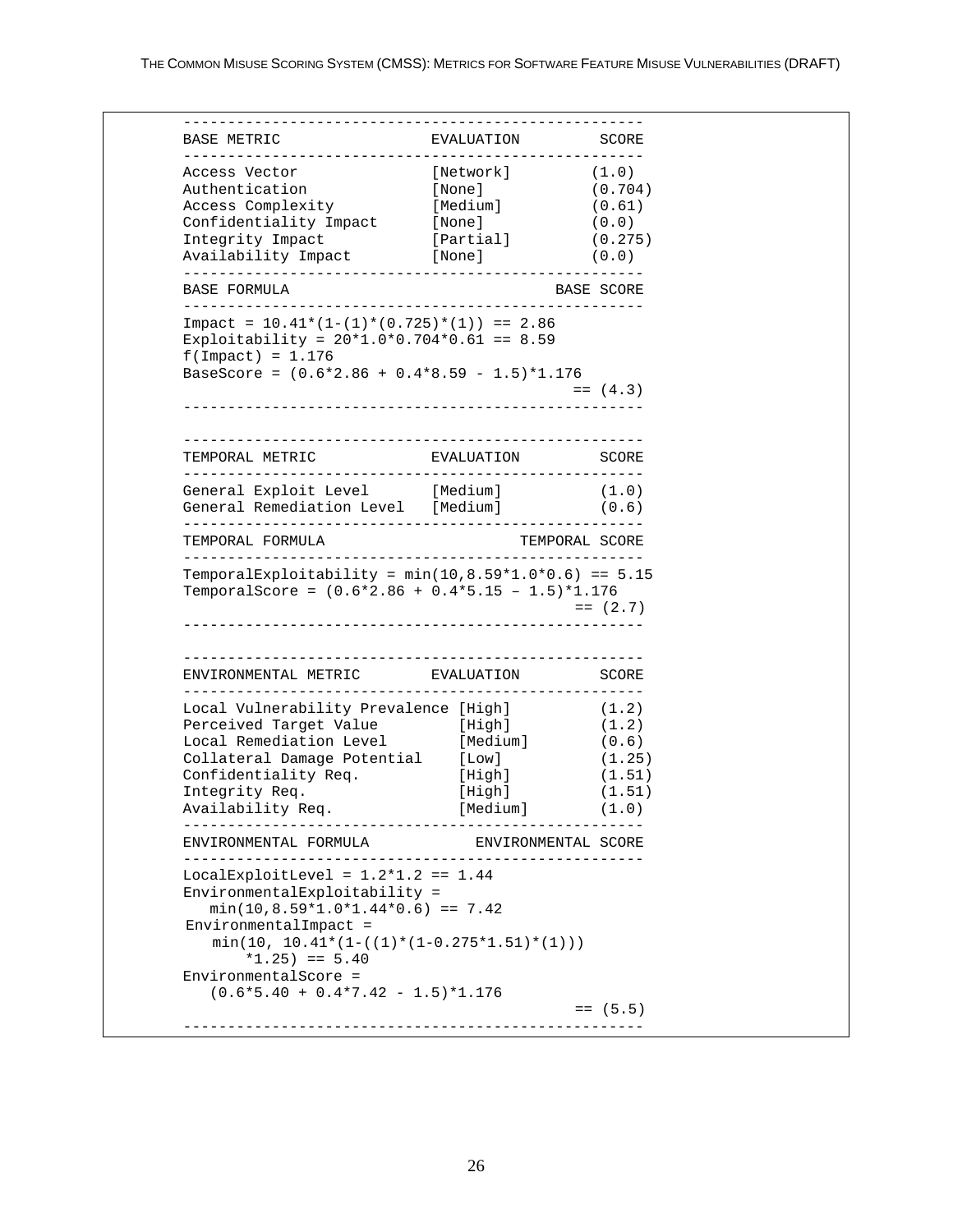```
----------------------------------------------------
BASE METRIC                  EVALUATION        SCORE
----------------------------------------------------
Access Vector                [Network]        (1.0)
Authentication               [None]           (0.704)
Access Complexity            [Medium]         (0.61)
Confidentiality Impact       [None]           (0.0)
Integrity Impact             [Partial]        (0.275)
Availability Impact          [None]           (0.0)
----------------------------------------------------
BASE FORMULA                              BASE SCORE
----------------------------------------------------
Impact = 10.41*(1-(1)*(0.725)*(1)) == 2.86
Exploitability = 20*1.0*0.704*0.61 == 8.59
f(Impact) = 1.176
BaseScore = (0.6*2.86 + 0.4*8.59 - 1.5)*1.176
                                            == (4.3)
----------------------------------------------------

----------------------------------------------------
TEMPORAL METRIC              EVALUATION        SCORE
----------------------------------------------------
General Exploit Level        [Medium]          (1.0)
General Remediation Level    [Medium]          (0.6)
----------------------------------------------------
TEMPORAL FORMULA                      TEMPORAL SCORE
----------------------------------------------------
TemporalExploitability = min(10,8.59*1.0*0.6) == 5.15
TemporalScore = (0.6*2.86 + 0.4*5.15 – 1.5)*1.176
                                            == (2.7)
----------------------------------------------------

----------------------------------------------------
ENVIRONMENTAL METRIC         EVALUATION        SCORE
----------------------------------------------------
Local Vulnerability Prevalence [High]          (1.2)
Perceived Target Value         [High]          (1.2)
Local Remediation Level        [Medium]        (0.6)
Collateral Damage Potential    [Low]           (1.25)
Confidentiality Req.           [High]          (1.51)
Integrity Req.                 [High]          (1.51)
Availability Req.              [Medium]        (1.0)
----------------------------------------------------
ENVIRONMENTAL FORMULA            ENVIRONMENTAL SCORE
----------------------------------------------------
LocalExploitLevel = 1.2*1.2 == 1.44
EnvironmentalExploitability =
   min(10,8.59*1.0*1.44*0.6) == 7.42
EnvironmentalImpact =
   min(10, 10.41*(1-((1)*(1-0.275*1.51)*(1)))
       *1.25) == 5.40
EnvironmentalScore =
   (0.6*5.40 + 0.4*7.42 - 1.5)*1.176
                                            == (5.5)
----------------------------------------------------
```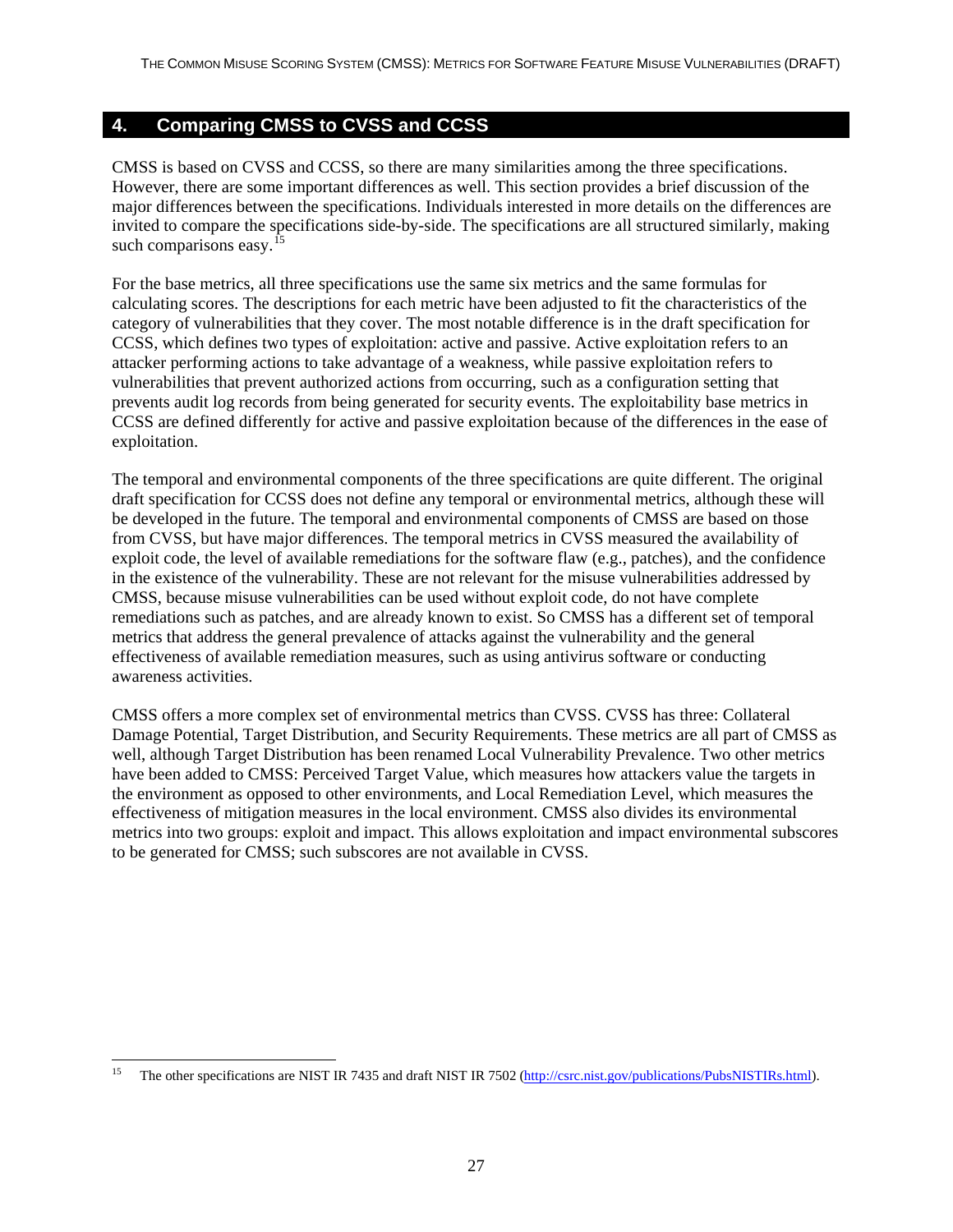## 4. Comparing CMSS to CVSS and CCSS

CMSS is based on CVSS and CCSS, so there are many similarities among the three specifications. However, there are some important differences as well. This section provides a brief discussion of the major differences between the specifications. Individuals interested in more details on the differences are invited to compare the specifications side-by-side. The specifications are all structured similarly, making such comparisons easy.[15]

For the base metrics, all three specifications use the same six metrics and the same formulas for calculating scores. The descriptions for each metric have been adjusted to fit the characteristics of the category of vulnerabilities that they cover. The most notable difference is in the draft specification for CCSS, which defines two types of exploitation: active and passive. Active exploitation refers to an attacker performing actions to take advantage of a weakness, while passive exploitation refers to vulnerabilities that prevent authorized actions from occurring, such as a configuration setting that prevents audit log records from being generated for security events. The exploitability base metrics in CCSS are defined differently for active and passive exploitation because of the differences in the ease of exploitation.

The temporal and environmental components of the three specifications are quite different. The original draft specification for CCSS does not define any temporal or environmental metrics, although these will be developed in the future. The temporal and environmental components of CMSS are based on those from CVSS, but have major differences. The temporal metrics in CVSS measured the availability of exploit code, the level of available remediations for the software flaw (e.g., patches), and the confidence in the existence of the vulnerability. These are not relevant for the misuse vulnerabilities addressed by CMSS, because misuse vulnerabilities can be used without exploit code, do not have complete remediations such as patches, and are already known to exist. So CMSS has a different set of temporal metrics that address the general prevalence of attacks against the vulnerability and the general effectiveness of available remediation measures, such as using antivirus software or conducting awareness activities.

CMSS offers a more complex set of environmental metrics than CVSS. CVSS has three: Collateral Damage Potential, Target Distribution, and Security Requirements. These metrics are all part of CMSS as well, although Target Distribution has been renamed Local Vulnerability Prevalence. Two other metrics have been added to CMSS: Perceived Target Value, which measures how attackers value the targets in the environment as opposed to other environments, and Local Remediation Level, which measures the effectiveness of mitigation measures in the local environment. CMSS also divides its environmental metrics into two groups: exploit and impact. This allows exploitation and impact environmental subscores to be generated for CMSS; such subscores are not available in CVSS.

---

[15] The other specifications are NIST IR 7435 and draft NIST IR 7502 (http://csrc.nist.gov/publications/PubsNISTIRs.html).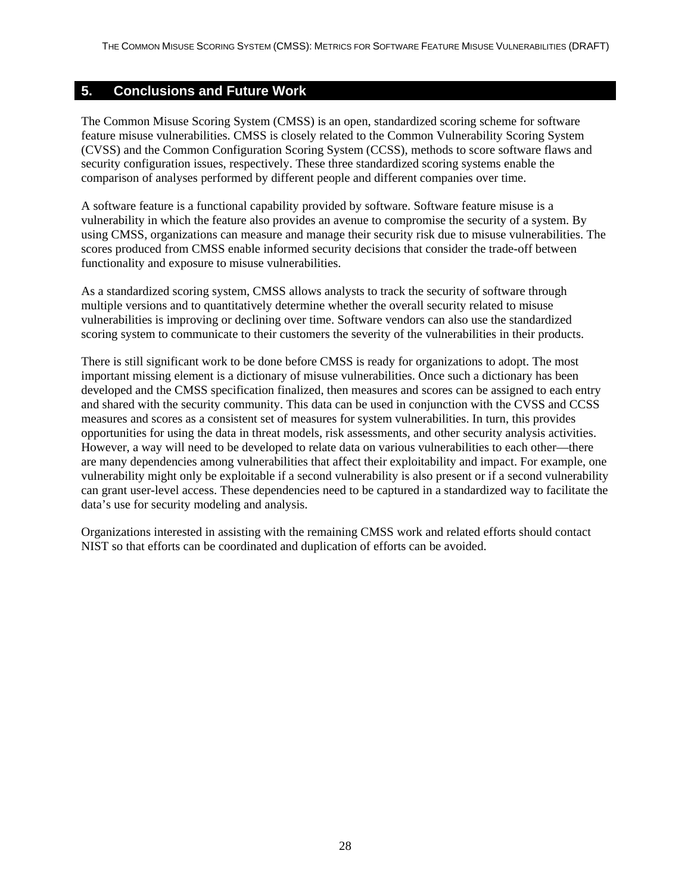# 5. Conclusions and Future Work

The Common Misuse Scoring System (CMSS) is an open, standardized scoring scheme for software feature misuse vulnerabilities. CMSS is closely related to the Common Vulnerability Scoring System (CVSS) and the Common Configuration Scoring System (CCSS), methods to score software flaws and security configuration issues, respectively. These three standardized scoring systems enable the comparison of analyses performed by different people and different companies over time.

A software feature is a functional capability provided by software. Software feature misuse is a vulnerability in which the feature also provides an avenue to compromise the security of a system. By using CMSS, organizations can measure and manage their security risk due to misuse vulnerabilities. The scores produced from CMSS enable informed security decisions that consider the trade-off between functionality and exposure to misuse vulnerabilities.

As a standardized scoring system, CMSS allows analysts to track the security of software through multiple versions and to quantitatively determine whether the overall security related to misuse vulnerabilities is improving or declining over time. Software vendors can also use the standardized scoring system to communicate to their customers the severity of the vulnerabilities in their products.

There is still significant work to be done before CMSS is ready for organizations to adopt. The most important missing element is a dictionary of misuse vulnerabilities. Once such a dictionary has been developed and the CMSS specification finalized, then measures and scores can be assigned to each entry and shared with the security community. This data can be used in conjunction with the CVSS and CCSS measures and scores as a consistent set of measures for system vulnerabilities. In turn, this provides opportunities for using the data in threat models, risk assessments, and other security analysis activities. However, a way will need to be developed to relate data on various vulnerabilities to each other—there are many dependencies among vulnerabilities that affect their exploitability and impact. For example, one vulnerability might only be exploitable if a second vulnerability is also present or if a second vulnerability can grant user-level access. These dependencies need to be captured in a standardized way to facilitate the data's use for security modeling and analysis.

Organizations interested in assisting with the remaining CMSS work and related efforts should contact NIST so that efforts can be coordinated and duplication of efforts can be avoided.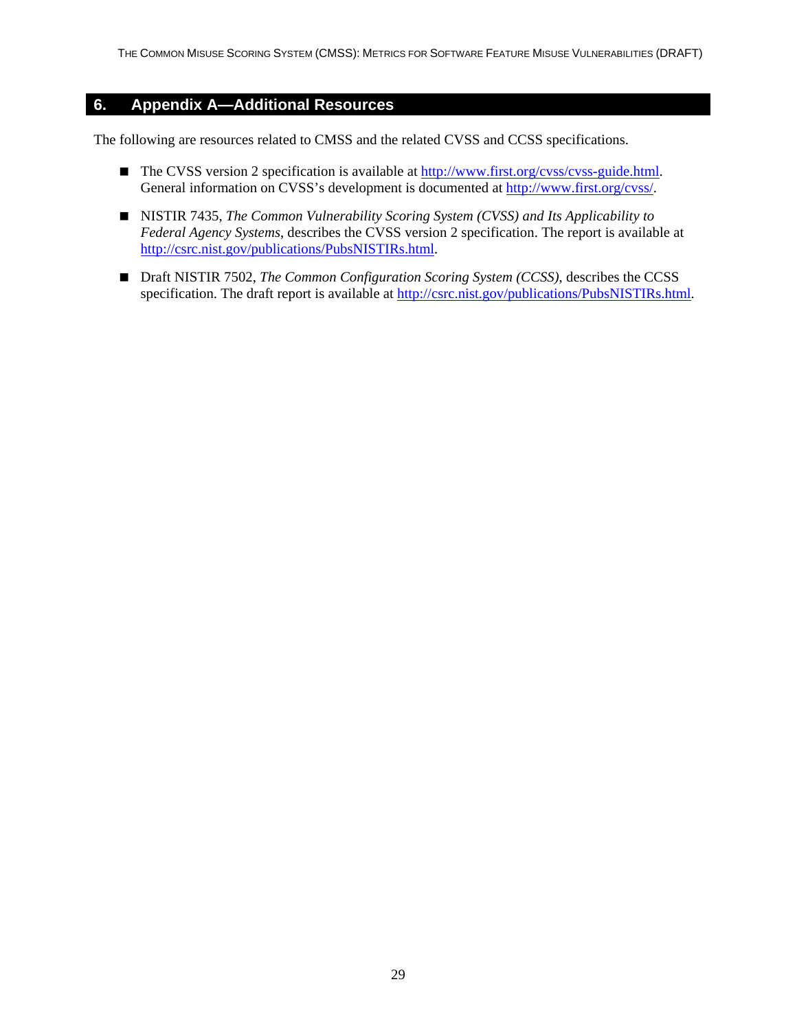# 6. Appendix A—Additional Resources

The following are resources related to CMSS and the related CVSS and CCSS specifications.

- The CVSS version 2 specification is available at http://www.first.org/cvss/cvss-guide.html. General information on CVSS's development is documented at http://www.first.org/cvss/.
- NISTIR 7435, *The Common Vulnerability Scoring System (CVSS) and Its Applicability to Federal Agency Systems*, describes the CVSS version 2 specification. The report is available at http://csrc.nist.gov/publications/PubsNISTIRs.html.
- Draft NISTIR 7502, *The Common Configuration Scoring System (CCSS)*, describes the CCSS specification. The draft report is available at http://csrc.nist.gov/publications/PubsNISTIRs.html.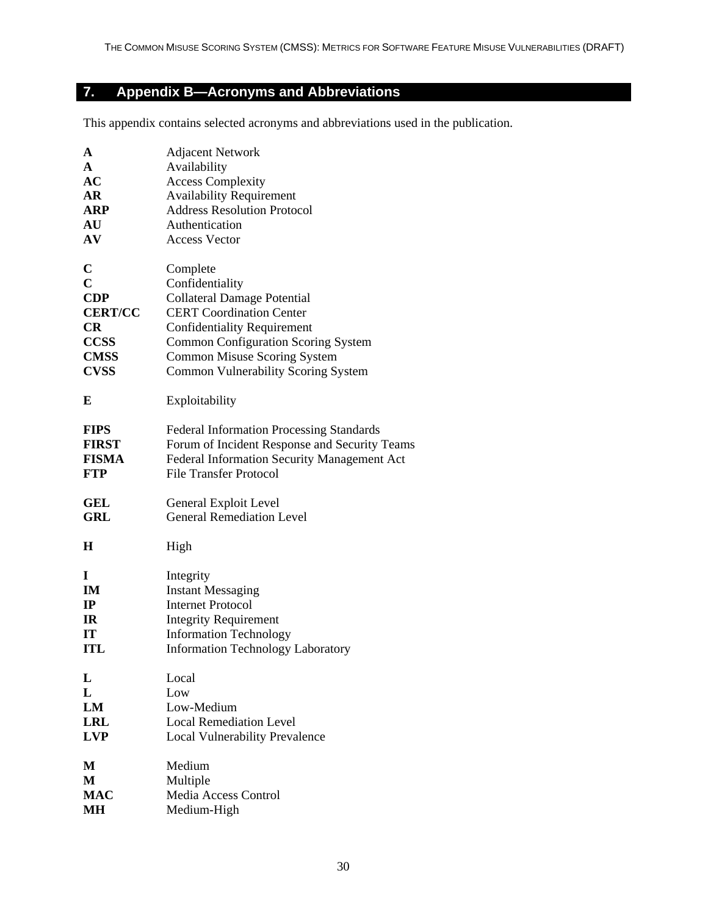# 7. Appendix B—Acronyms and Abbreviations

This appendix contains selected acronyms and abbreviations used in the publication.

**A** Adjacent Network
**A** Availability
**AC** Access Complexity
**AR** Availability Requirement
**ARP** Address Resolution Protocol
**AU** Authentication
**AV** Access Vector

**C** Complete
**C** Confidentiality
**CDP** Collateral Damage Potential
**CERT/CC** CERT Coordination Center
**CR** Confidentiality Requirement
**CCSS** Common Configuration Scoring System
**CMSS** Common Misuse Scoring System
**CVSS** Common Vulnerability Scoring System

**E** Exploitability

**FIPS** Federal Information Processing Standards
**FIRST** Forum of Incident Response and Security Teams
**FISMA** Federal Information Security Management Act
**FTP** File Transfer Protocol

**GEL** General Exploit Level
**GRL** General Remediation Level

**H** High

**I** Integrity
**IM** Instant Messaging
**IP** Internet Protocol
**IR** Integrity Requirement
**IT** Information Technology
**ITL** Information Technology Laboratory

**L** Local
**L** Low
**LM** Low-Medium
**LRL** Local Remediation Level
**LVP** Local Vulnerability Prevalence

**M** Medium
**M** Multiple
**MAC** Media Access Control
**MH** Medium-High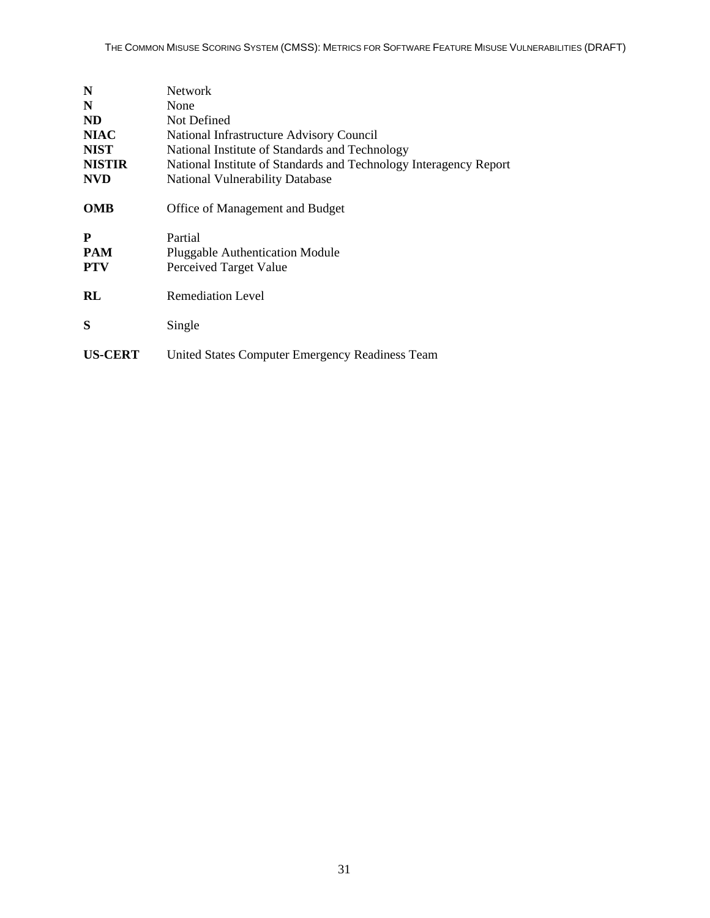| | |
|---|---|
| **N** | Network |
| **N** | None |
| **ND** | Not Defined |
| **NIAC** | National Infrastructure Advisory Council |
| **NIST** | National Institute of Standards and Technology |
| **NISTIR** | National Institute of Standards and Technology Interagency Report |
| **NVD** | National Vulnerability Database |
| **OMB** | Office of Management and Budget |
| **P** | Partial |
| **PAM** | Pluggable Authentication Module |
| **PTV** | Perceived Target Value |
| **RL** | Remediation Level |
| **S** | Single |
| **US-CERT** | United States Computer Emergency Readiness Team |